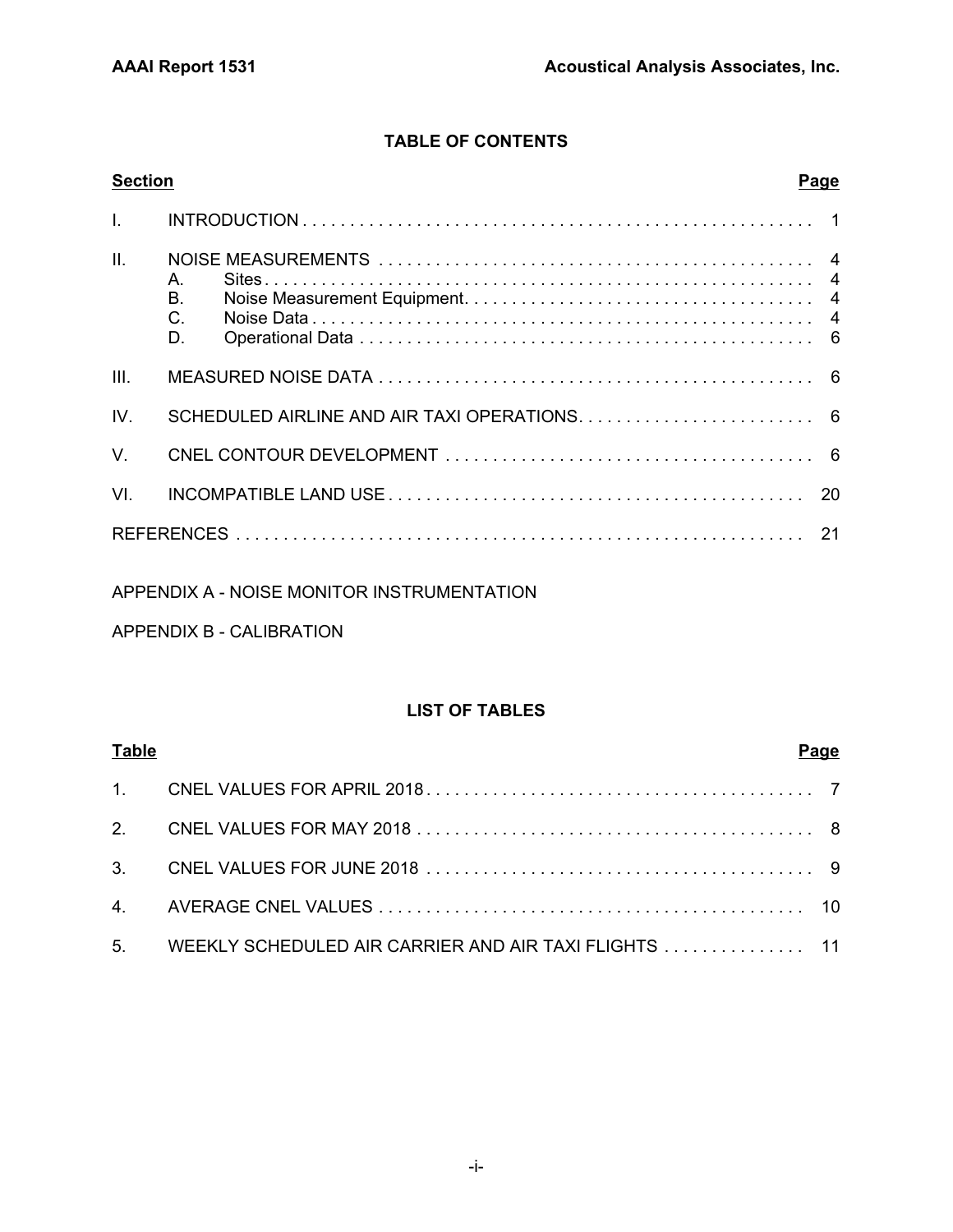## TABLE OF CONTENTS

| Section | | Page |
|---|---|---|
| I. | INTRODUCTION | 1 |
| II. | NOISE MEASUREMENTS | 4 |
| | A. Sites | 4 |
| | B. Noise Measurement Equipment | 4 |
| | C. Noise Data | 4 |
| | D. Operational Data | 6 |
| III. | MEASURED NOISE DATA | 6 |
| IV. | SCHEDULED AIRLINE AND AIR TAXI OPERATIONS | 6 |
| V. | CNEL CONTOUR DEVELOPMENT | 6 |
| VI. | INCOMPATIBLE LAND USE | 20 |
| | REFERENCES | 21 |

APPENDIX A - NOISE MONITOR INSTRUMENTATION

APPENDIX B - CALIBRATION

## LIST OF TABLES

| Table | | Page |
|---|---|---|
| 1. | CNEL VALUES FOR APRIL 2018 | 7 |
| 2. | CNEL VALUES FOR MAY 2018 | 8 |
| 3. | CNEL VALUES FOR JUNE 2018 | 9 |
| 4. | AVERAGE CNEL VALUES | 10 |
| 5. | WEEKLY SCHEDULED AIR CARRIER AND AIR TAXI FLIGHTS | 11 |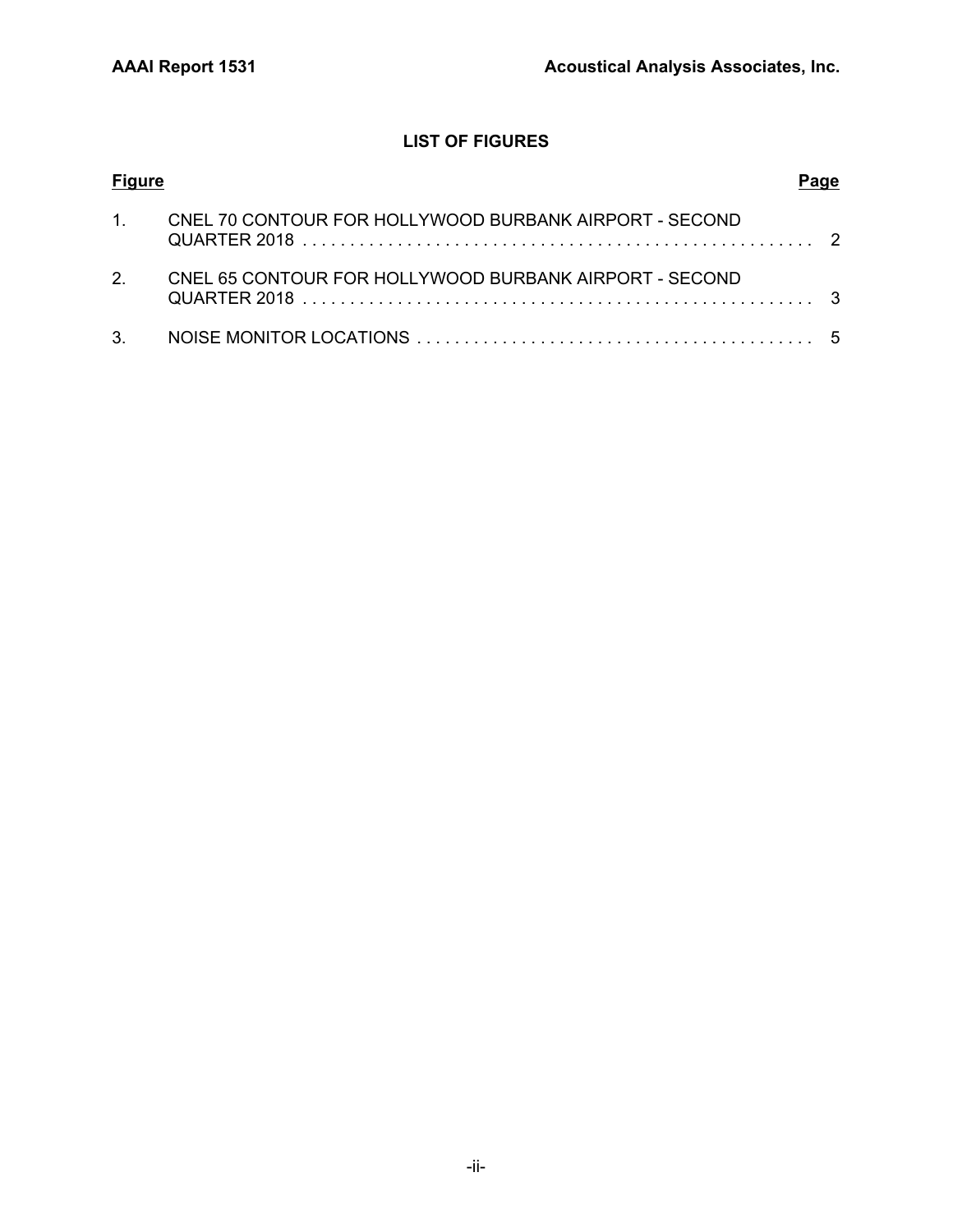## LIST OF FIGURES

| Figure | | Page |
|---|---|---|
| 1. | CNEL 70 CONTOUR FOR HOLLYWOOD BURBANK AIRPORT - SECOND QUARTER 2018 | 2 |
| 2. | CNEL 65 CONTOUR FOR HOLLYWOOD BURBANK AIRPORT - SECOND QUARTER 2018 | 3 |
| 3. | NOISE MONITOR LOCATIONS | 5 |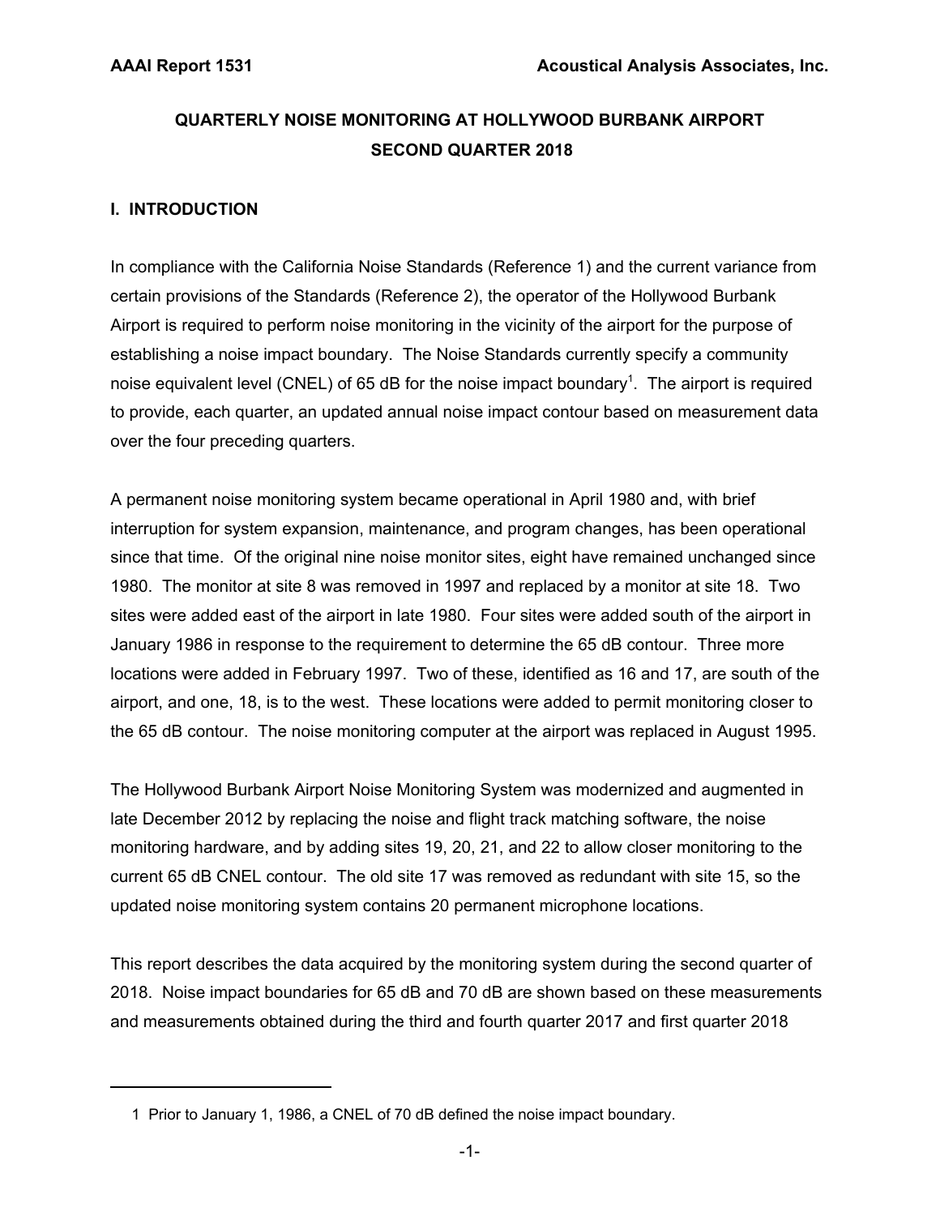# QUARTERLY NOISE MONITORING AT HOLLYWOOD BURBANK AIRPORT SECOND QUARTER 2018

## I. INTRODUCTION

In compliance with the California Noise Standards (Reference 1) and the current variance from certain provisions of the Standards (Reference 2), the operator of the Hollywood Burbank Airport is required to perform noise monitoring in the vicinity of the airport for the purpose of establishing a noise impact boundary. The Noise Standards currently specify a community noise equivalent level (CNEL) of 65 dB for the noise impact boundary[1]. The airport is required to provide, each quarter, an updated annual noise impact contour based on measurement data over the four preceding quarters.

A permanent noise monitoring system became operational in April 1980 and, with brief interruption for system expansion, maintenance, and program changes, has been operational since that time. Of the original nine noise monitor sites, eight have remained unchanged since 1980. The monitor at site 8 was removed in 1997 and replaced by a monitor at site 18. Two sites were added east of the airport in late 1980. Four sites were added south of the airport in January 1986 in response to the requirement to determine the 65 dB contour. Three more locations were added in February 1997. Two of these, identified as 16 and 17, are south of the airport, and one, 18, is to the west. These locations were added to permit monitoring closer to the 65 dB contour. The noise monitoring computer at the airport was replaced in August 1995.

The Hollywood Burbank Airport Noise Monitoring System was modernized and augmented in late December 2012 by replacing the noise and flight track matching software, the noise monitoring hardware, and by adding sites 19, 20, 21, and 22 to allow closer monitoring to the current 65 dB CNEL contour. The old site 17 was removed as redundant with site 15, so the updated noise monitoring system contains 20 permanent microphone locations.

This report describes the data acquired by the monitoring system during the second quarter of 2018. Noise impact boundaries for 65 dB and 70 dB are shown based on these measurements and measurements obtained during the third and fourth quarter 2017 and first quarter 2018

---

1 Prior to January 1, 1986, a CNEL of 70 dB defined the noise impact boundary.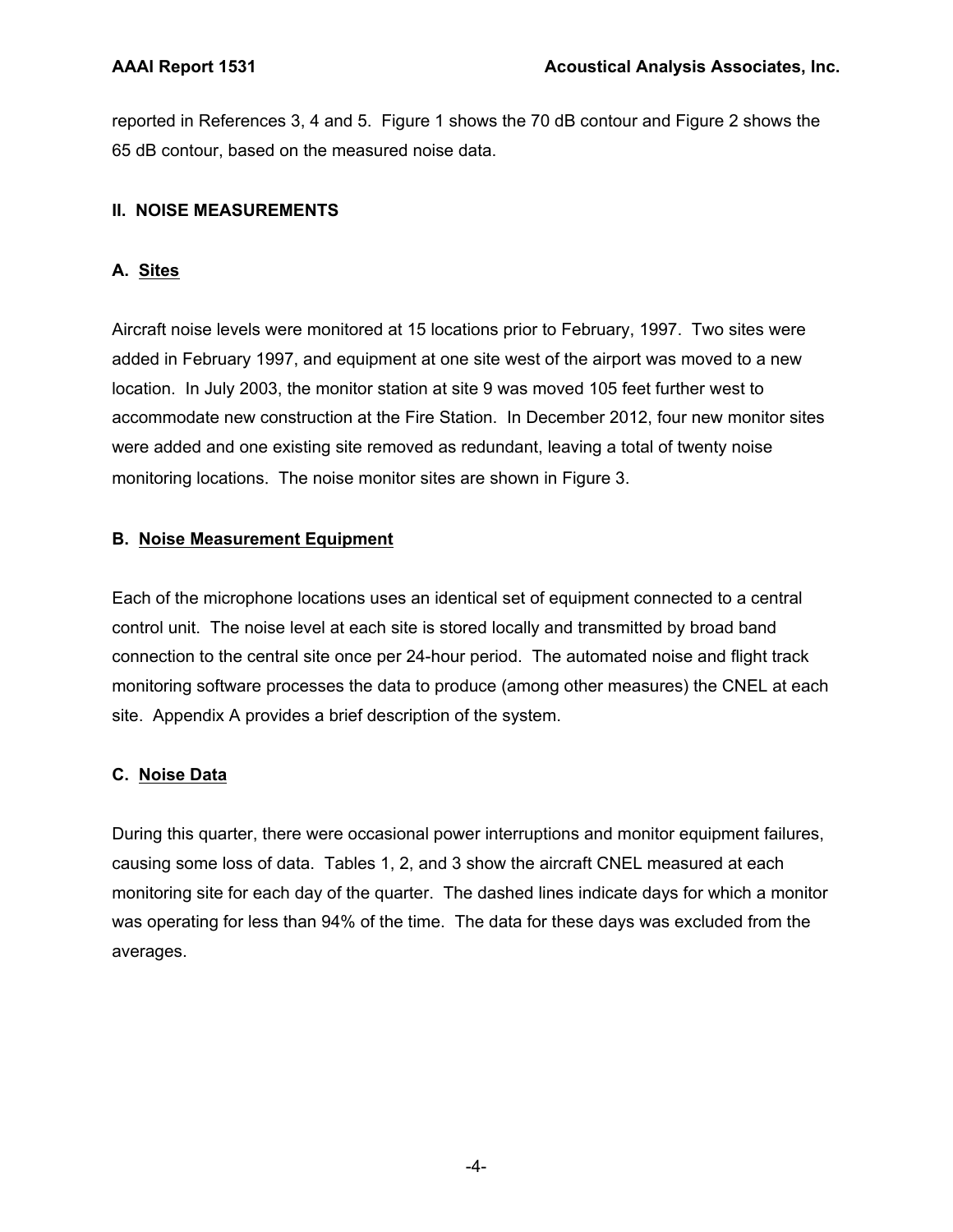reported in References 3, 4 and 5. Figure 1 shows the 70 dB contour and Figure 2 shows the 65 dB contour, based on the measured noise data.

## II. NOISE MEASUREMENTS

### A. Sites

Aircraft noise levels were monitored at 15 locations prior to February, 1997. Two sites were added in February 1997, and equipment at one site west of the airport was moved to a new location. In July 2003, the monitor station at site 9 was moved 105 feet further west to accommodate new construction at the Fire Station. In December 2012, four new monitor sites were added and one existing site removed as redundant, leaving a total of twenty noise monitoring locations. The noise monitor sites are shown in Figure 3.

### B. Noise Measurement Equipment

Each of the microphone locations uses an identical set of equipment connected to a central control unit. The noise level at each site is stored locally and transmitted by broad band connection to the central site once per 24-hour period. The automated noise and flight track monitoring software processes the data to produce (among other measures) the CNEL at each site. Appendix A provides a brief description of the system.

### C. Noise Data

During this quarter, there were occasional power interruptions and monitor equipment failures, causing some loss of data. Tables 1, 2, and 3 show the aircraft CNEL measured at each monitoring site for each day of the quarter. The dashed lines indicate days for which a monitor was operating for less than 94% of the time. The data for these days was excluded from the averages.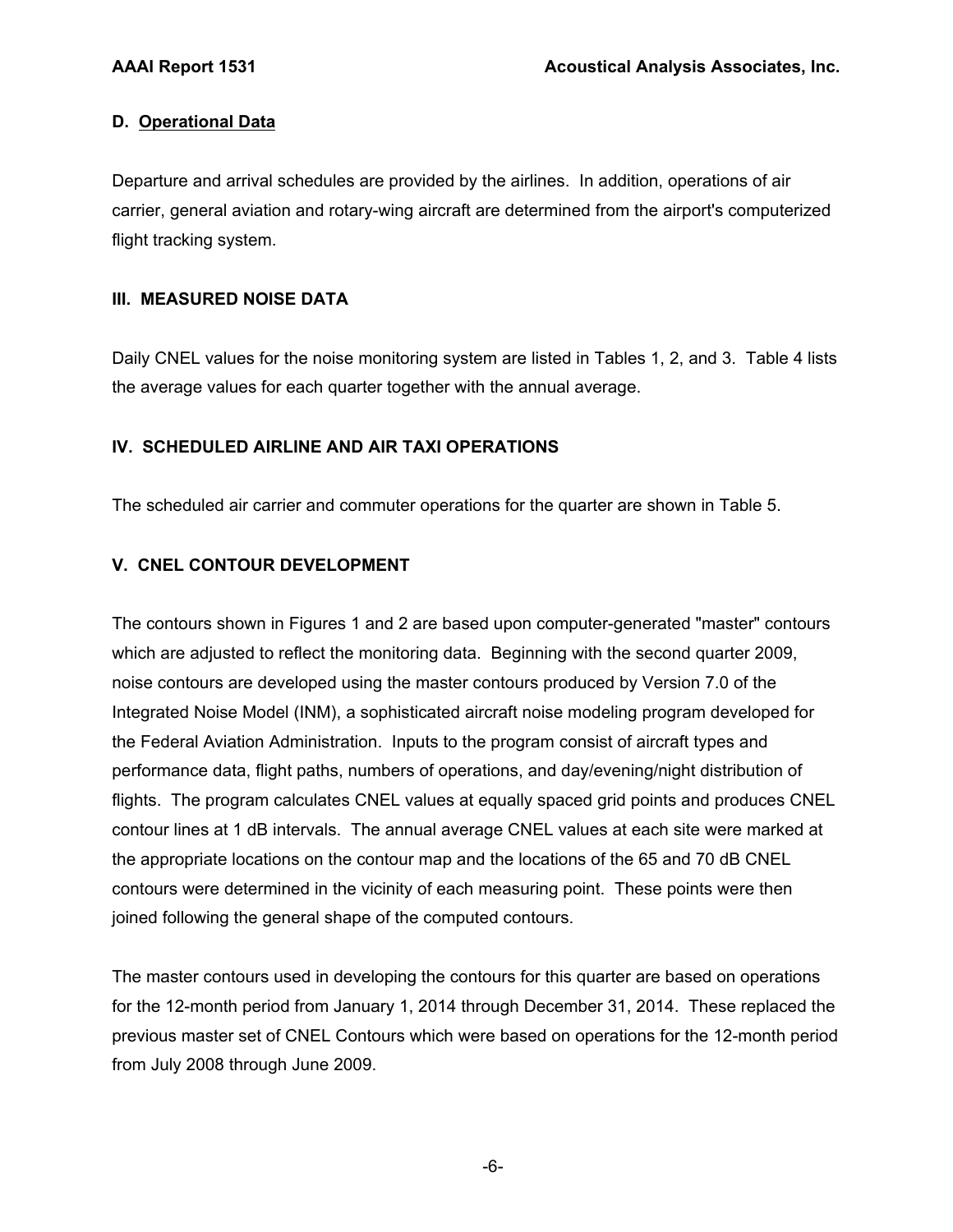### D. Operational Data

Departure and arrival schedules are provided by the airlines. In addition, operations of air carrier, general aviation and rotary-wing aircraft are determined from the airport's computerized flight tracking system.

## III. MEASURED NOISE DATA

Daily CNEL values for the noise monitoring system are listed in Tables 1, 2, and 3. Table 4 lists the average values for each quarter together with the annual average.

## IV. SCHEDULED AIRLINE AND AIR TAXI OPERATIONS

The scheduled air carrier and commuter operations for the quarter are shown in Table 5.

## V. CNEL CONTOUR DEVELOPMENT

The contours shown in Figures 1 and 2 are based upon computer-generated "master" contours which are adjusted to reflect the monitoring data. Beginning with the second quarter 2009, noise contours are developed using the master contours produced by Version 7.0 of the Integrated Noise Model (INM), a sophisticated aircraft noise modeling program developed for the Federal Aviation Administration. Inputs to the program consist of aircraft types and performance data, flight paths, numbers of operations, and day/evening/night distribution of flights. The program calculates CNEL values at equally spaced grid points and produces CNEL contour lines at 1 dB intervals. The annual average CNEL values at each site were marked at the appropriate locations on the contour map and the locations of the 65 and 70 dB CNEL contours were determined in the vicinity of each measuring point. These points were then joined following the general shape of the computed contours.

The master contours used in developing the contours for this quarter are based on operations for the 12-month period from January 1, 2014 through December 31, 2014. These replaced the previous master set of CNEL Contours which were based on operations for the 12-month period from July 2008 through June 2009.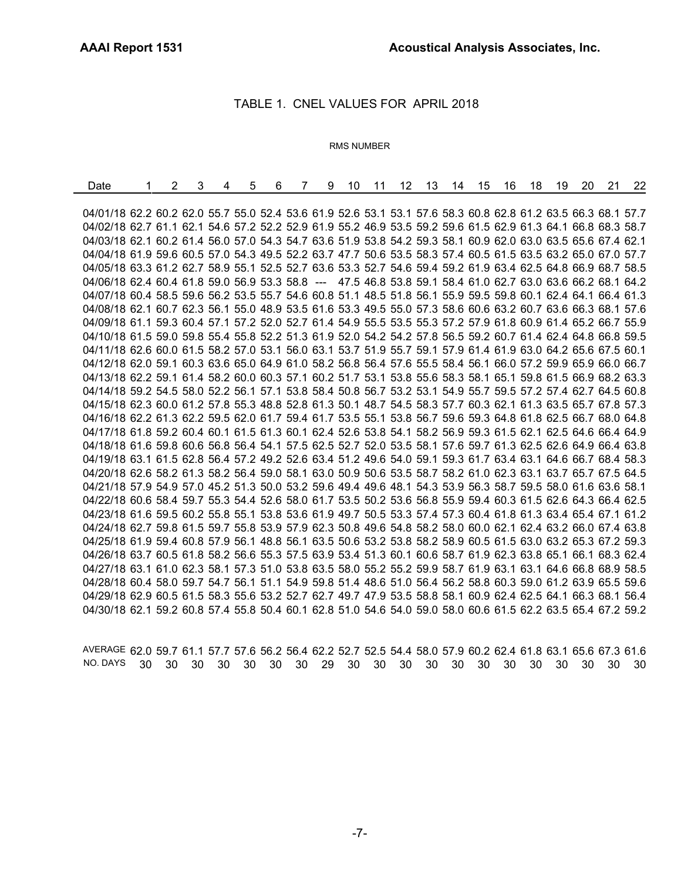## TABLE 1. CNEL VALUES FOR APRIL 2018

RMS NUMBER

| Date | 1 | 2 | 3 | 4 | 5 | 6 | 7 | 9 | 10 | 11 | 12 | 13 | 14 | 15 | 16 | 18 | 19 | 20 | 21 | 22 |
|---|---|---|---|---|---|---|---|---|---|---|---|---|---|---|---|---|---|---|---|---|
| 04/01/18 | 62.2 | 60.2 | 62.0 | 55.7 | 55.0 | 52.4 | 53.6 | 61.9 | 52.6 | 53.1 | 53.1 | 57.6 | 58.3 | 60.8 | 62.8 | 61.2 | 63.5 | 66.3 | 68.1 | 57.7 |
| 04/02/18 | 62.7 | 61.1 | 62.1 | 54.6 | 57.2 | 52.2 | 52.9 | 61.9 | 55.2 | 46.9 | 53.5 | 59.2 | 59.6 | 61.5 | 62.9 | 61.3 | 64.1 | 66.8 | 68.3 | 58.7 |
| 04/03/18 | 62.1 | 60.2 | 61.4 | 56.0 | 57.0 | 54.3 | 54.7 | 63.6 | 51.9 | 53.8 | 54.2 | 59.3 | 58.1 | 60.9 | 62.0 | 63.0 | 63.5 | 65.6 | 67.4 | 62.1 |
| 04/04/18 | 61.9 | 59.6 | 60.5 | 57.0 | 54.3 | 49.5 | 52.2 | 63.7 | 47.7 | 50.6 | 53.5 | 58.3 | 57.4 | 60.5 | 61.5 | 63.5 | 63.2 | 65.0 | 67.0 | 57.7 |
| 04/05/18 | 63.3 | 61.2 | 62.7 | 58.9 | 55.1 | 52.5 | 52.7 | 63.6 | 53.3 | 52.7 | 54.6 | 59.4 | 59.2 | 61.9 | 63.4 | 62.5 | 64.8 | 66.9 | 68.7 | 58.5 |
| 04/06/18 | 62.4 | 60.4 | 61.8 | 59.0 | 56.9 | 53.3 | 58.8 | --- | 47.5 | 46.8 | 53.8 | 59.1 | 58.4 | 61.0 | 62.7 | 63.0 | 63.6 | 66.2 | 68.1 | 64.2 |
| 04/07/18 | 60.4 | 58.5 | 59.6 | 56.2 | 53.5 | 55.7 | 54.6 | 60.8 | 51.1 | 48.5 | 51.8 | 56.1 | 55.9 | 59.5 | 59.8 | 60.1 | 62.4 | 64.1 | 66.4 | 61.3 |
| 04/08/18 | 62.1 | 60.7 | 62.3 | 56.1 | 55.0 | 48.9 | 53.5 | 61.6 | 53.3 | 49.5 | 55.0 | 57.3 | 58.6 | 60.6 | 63.2 | 60.7 | 63.6 | 66.3 | 68.1 | 57.6 |
| 04/09/18 | 61.1 | 59.3 | 60.4 | 57.1 | 57.2 | 52.0 | 52.7 | 61.4 | 54.9 | 55.5 | 53.5 | 55.3 | 57.2 | 57.9 | 61.8 | 60.9 | 61.4 | 65.2 | 66.7 | 55.9 |
| 04/10/18 | 61.5 | 59.0 | 59.8 | 55.4 | 55.8 | 52.2 | 51.3 | 61.9 | 52.0 | 54.2 | 54.2 | 57.8 | 56.5 | 59.2 | 60.7 | 61.4 | 62.4 | 64.8 | 66.8 | 59.5 |
| 04/11/18 | 62.6 | 60.0 | 61.5 | 58.2 | 57.0 | 53.1 | 56.0 | 63.1 | 53.7 | 51.9 | 55.7 | 59.1 | 57.9 | 61.4 | 61.9 | 63.0 | 64.2 | 65.6 | 67.5 | 60.1 |
| 04/12/18 | 62.0 | 59.1 | 60.3 | 63.6 | 65.0 | 64.9 | 61.0 | 58.2 | 56.8 | 56.4 | 57.6 | 55.5 | 58.4 | 56.1 | 66.0 | 57.2 | 59.9 | 65.9 | 66.0 | 66.7 |
| 04/13/18 | 62.2 | 59.1 | 61.4 | 58.2 | 60.0 | 60.3 | 57.1 | 60.2 | 51.7 | 53.1 | 53.8 | 55.6 | 58.3 | 58.1 | 65.1 | 59.8 | 61.5 | 66.9 | 68.2 | 63.3 |
| 04/14/18 | 59.2 | 54.5 | 58.0 | 52.2 | 56.1 | 57.1 | 53.8 | 58.4 | 50.8 | 56.7 | 53.2 | 53.1 | 54.9 | 55.7 | 59.5 | 57.2 | 57.4 | 62.7 | 64.5 | 60.8 |
| 04/15/18 | 62.3 | 60.0 | 61.2 | 57.8 | 55.3 | 48.8 | 52.8 | 61.3 | 50.1 | 48.7 | 54.5 | 58.3 | 57.7 | 60.3 | 62.1 | 61.3 | 63.5 | 65.7 | 67.8 | 57.3 |
| 04/16/18 | 62.2 | 61.3 | 62.2 | 59.5 | 62.0 | 61.7 | 59.4 | 61.7 | 53.5 | 55.1 | 53.8 | 56.7 | 59.6 | 59.3 | 64.8 | 61.8 | 62.5 | 66.7 | 68.0 | 64.8 |
| 04/17/18 | 61.8 | 59.2 | 60.4 | 60.1 | 61.5 | 61.3 | 60.1 | 62.4 | 52.6 | 53.8 | 54.1 | 58.2 | 56.9 | 59.3 | 61.5 | 62.1 | 62.5 | 64.6 | 66.4 | 64.9 |
| 04/18/18 | 61.6 | 59.8 | 60.6 | 56.8 | 56.4 | 54.1 | 57.5 | 62.5 | 52.7 | 52.0 | 53.5 | 58.1 | 57.6 | 59.7 | 61.3 | 62.5 | 62.6 | 64.9 | 66.4 | 63.8 |
| 04/19/18 | 63.1 | 61.5 | 62.8 | 56.4 | 57.2 | 49.2 | 52.6 | 63.4 | 51.2 | 49.6 | 54.0 | 59.1 | 59.3 | 61.7 | 63.4 | 63.1 | 64.6 | 66.7 | 68.4 | 58.3 |
| 04/20/18 | 62.6 | 58.2 | 61.3 | 58.2 | 56.4 | 59.0 | 58.1 | 63.0 | 50.9 | 50.6 | 53.5 | 58.7 | 58.2 | 61.0 | 62.3 | 63.1 | 63.7 | 65.7 | 67.5 | 64.5 |
| 04/21/18 | 57.9 | 54.9 | 57.0 | 45.2 | 51.3 | 50.0 | 53.2 | 59.6 | 49.4 | 49.6 | 48.1 | 54.3 | 53.9 | 56.3 | 58.7 | 59.5 | 58.0 | 61.6 | 63.6 | 58.1 |
| 04/22/18 | 60.6 | 58.4 | 59.7 | 55.3 | 54.4 | 52.6 | 58.0 | 61.7 | 53.5 | 50.2 | 53.6 | 56.8 | 55.9 | 59.4 | 60.3 | 61.5 | 62.6 | 64.3 | 66.4 | 62.5 |
| 04/23/18 | 61.6 | 59.5 | 60.2 | 55.8 | 55.1 | 53.8 | 53.6 | 61.9 | 49.7 | 50.5 | 53.3 | 57.4 | 57.3 | 60.4 | 61.8 | 61.3 | 63.4 | 65.4 | 67.1 | 61.2 |
| 04/24/18 | 62.7 | 59.8 | 61.5 | 59.7 | 55.8 | 53.9 | 57.9 | 62.3 | 50.8 | 49.6 | 54.8 | 58.2 | 58.0 | 60.0 | 62.1 | 62.4 | 63.2 | 66.0 | 67.4 | 63.8 |
| 04/25/18 | 61.9 | 59.4 | 60.8 | 57.9 | 56.1 | 48.8 | 56.1 | 63.5 | 50.6 | 53.2 | 53.8 | 58.2 | 58.9 | 60.5 | 61.5 | 63.0 | 63.2 | 65.3 | 67.2 | 59.3 |
| 04/26/18 | 63.7 | 60.5 | 61.8 | 58.2 | 56.6 | 55.3 | 57.5 | 63.9 | 53.4 | 51.3 | 60.1 | 60.6 | 58.7 | 61.9 | 62.3 | 63.8 | 65.1 | 66.1 | 68.3 | 62.4 |
| 04/27/18 | 63.1 | 61.0 | 62.3 | 58.1 | 57.3 | 51.0 | 53.8 | 63.5 | 58.0 | 55.2 | 55.2 | 59.9 | 58.7 | 61.9 | 63.1 | 63.1 | 64.6 | 66.8 | 68.9 | 58.5 |
| 04/28/18 | 60.4 | 58.0 | 59.7 | 54.7 | 56.1 | 51.1 | 54.9 | 59.8 | 51.4 | 48.6 | 51.0 | 56.4 | 56.2 | 58.8 | 60.3 | 59.0 | 61.2 | 63.9 | 65.5 | 59.6 |
| 04/29/18 | 62.9 | 60.5 | 61.5 | 58.3 | 55.6 | 53.2 | 52.7 | 62.7 | 49.7 | 47.9 | 53.5 | 58.8 | 58.1 | 60.9 | 62.4 | 62.5 | 64.1 | 66.3 | 68.1 | 56.4 |
| 04/30/18 | 62.1 | 59.2 | 60.8 | 57.4 | 55.8 | 50.4 | 60.1 | 62.8 | 51.0 | 54.6 | 54.0 | 59.0 | 58.0 | 60.6 | 61.5 | 62.2 | 63.5 | 65.4 | 67.2 | 59.2 |
| AVERAGE | 62.0 | 59.7 | 61.1 | 57.7 | 57.6 | 56.2 | 56.4 | 62.2 | 52.7 | 52.5 | 54.4 | 58.0 | 57.9 | 60.2 | 62.4 | 61.8 | 63.1 | 65.6 | 67.3 | 61.6 |
| NO. DAYS | 30 | 30 | 30 | 30 | 30 | 30 | 30 | 29 | 30 | 30 | 30 | 30 | 30 | 30 | 30 | 30 | 30 | 30 | 30 | 30 |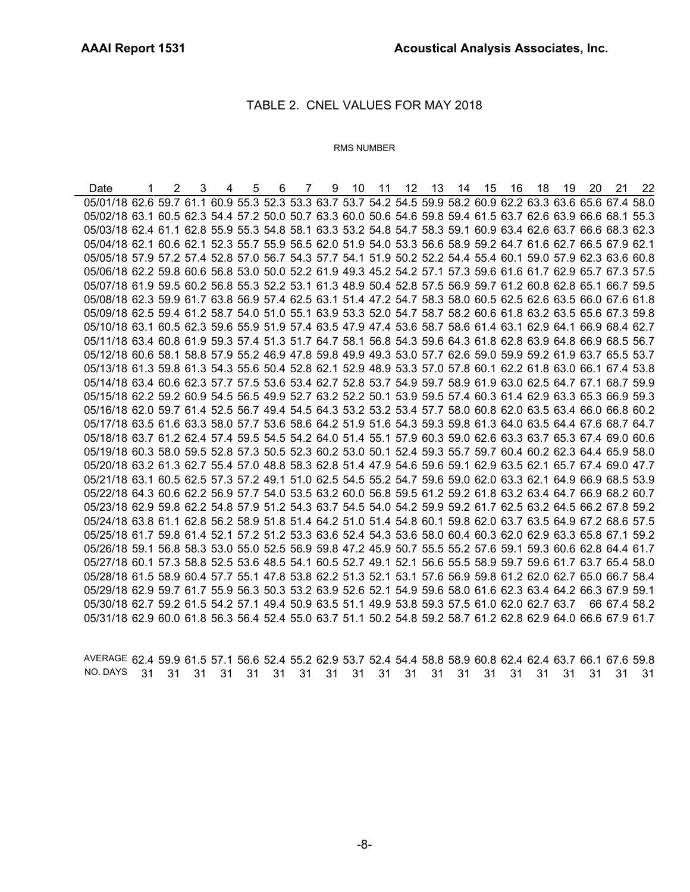# TABLE 2. CNEL VALUES FOR MAY 2018

RMS NUMBER

| Date | 1 | 2 | 3 | 4 | 5 | 6 | 7 | 9 | 10 | 11 | 12 | 13 | 14 | 15 | 16 | 18 | 19 | 20 | 21 | 22 |
|---|---|---|---|---|---|---|---|---|---|---|---|---|---|---|---|---|---|---|---|---|
| 05/01/18 | 62.6 | 59.7 | 61.1 | 60.9 | 55.3 | 52.3 | 53.3 | 63.7 | 53.7 | 54.2 | 54.5 | 59.9 | 58.2 | 60.9 | 62.2 | 63.3 | 63.6 | 65.6 | 67.4 | 58.0 |
| 05/02/18 | 63.1 | 60.5 | 62.3 | 54.4 | 57.2 | 50.0 | 50.7 | 63.3 | 60.0 | 50.6 | 54.6 | 59.8 | 59.4 | 61.5 | 63.7 | 62.6 | 63.9 | 66.6 | 68.1 | 55.3 |
| 05/03/18 | 62.4 | 61.1 | 62.8 | 55.9 | 55.3 | 54.8 | 58.1 | 63.3 | 53.2 | 54.8 | 54.7 | 58.3 | 59.1 | 60.9 | 63.4 | 62.6 | 63.7 | 66.6 | 68.3 | 62.3 |
| 05/04/18 | 62.1 | 60.6 | 62.1 | 52.3 | 55.7 | 55.9 | 56.5 | 62.0 | 51.9 | 54.0 | 53.3 | 56.6 | 58.9 | 59.2 | 64.7 | 61.6 | 62.7 | 66.5 | 67.9 | 62.1 |
| 05/05/18 | 57.9 | 57.2 | 57.4 | 52.8 | 57.0 | 56.7 | 54.3 | 57.7 | 54.1 | 51.9 | 50.2 | 52.2 | 54.4 | 55.4 | 60.1 | 59.0 | 57.9 | 62.3 | 63.6 | 60.8 |
| 05/06/18 | 62.2 | 59.8 | 60.6 | 56.8 | 53.0 | 50.0 | 52.2 | 61.9 | 49.3 | 45.2 | 54.2 | 57.1 | 57.3 | 59.6 | 61.6 | 61.7 | 62.9 | 65.7 | 67.3 | 57.5 |
| 05/07/18 | 61.9 | 59.5 | 60.2 | 56.8 | 55.3 | 52.2 | 53.1 | 61.3 | 48.9 | 50.4 | 52.8 | 57.5 | 56.9 | 59.7 | 61.2 | 60.8 | 62.8 | 65.1 | 66.7 | 59.5 |
| 05/08/18 | 62.3 | 59.9 | 61.7 | 63.8 | 56.9 | 57.4 | 62.5 | 63.1 | 51.4 | 47.2 | 54.7 | 58.3 | 58.0 | 60.5 | 62.5 | 62.6 | 63.5 | 66.0 | 67.6 | 61.8 |
| 05/09/18 | 62.5 | 59.4 | 61.2 | 58.7 | 54.0 | 51.0 | 55.1 | 63.9 | 53.3 | 52.0 | 54.7 | 58.7 | 58.2 | 60.6 | 61.8 | 63.2 | 63.5 | 65.6 | 67.3 | 59.8 |
| 05/10/18 | 63.1 | 60.5 | 62.3 | 59.6 | 55.9 | 51.9 | 57.4 | 63.5 | 47.9 | 47.4 | 53.6 | 58.7 | 58.6 | 61.4 | 63.1 | 62.9 | 64.1 | 66.9 | 68.4 | 62.7 |
| 05/11/18 | 63.4 | 60.8 | 61.9 | 59.3 | 57.4 | 51.3 | 51.7 | 64.7 | 58.1 | 56.8 | 54.3 | 59.6 | 64.3 | 61.8 | 62.8 | 63.9 | 64.8 | 66.9 | 68.5 | 56.7 |
| 05/12/18 | 60.6 | 58.1 | 58.8 | 57.9 | 55.2 | 46.9 | 47.8 | 59.8 | 49.9 | 49.3 | 53.0 | 57.7 | 62.6 | 59.0 | 59.9 | 59.2 | 61.9 | 63.7 | 65.5 | 53.7 |
| 05/13/18 | 61.3 | 59.8 | 61.3 | 54.3 | 55.6 | 50.4 | 52.8 | 62.1 | 52.9 | 48.9 | 53.3 | 57.0 | 57.8 | 60.1 | 62.2 | 61.8 | 63.0 | 66.1 | 67.4 | 53.8 |
| 05/14/18 | 63.4 | 60.6 | 62.3 | 57.7 | 57.5 | 53.6 | 53.4 | 62.7 | 52.8 | 53.7 | 54.9 | 59.7 | 58.9 | 61.9 | 63.0 | 62.5 | 64.7 | 67.1 | 68.7 | 59.9 |
| 05/15/18 | 62.2 | 59.2 | 60.9 | 54.5 | 56.5 | 49.9 | 52.7 | 63.2 | 52.2 | 50.1 | 53.9 | 59.5 | 57.4 | 60.3 | 61.4 | 62.9 | 63.3 | 65.3 | 66.9 | 59.3 |
| 05/16/18 | 62.0 | 59.7 | 61.4 | 52.5 | 56.7 | 49.4 | 54.5 | 64.3 | 53.2 | 53.2 | 53.4 | 57.7 | 58.0 | 60.8 | 62.0 | 63.5 | 63.4 | 66.0 | 66.8 | 60.2 |
| 05/17/18 | 63.5 | 61.6 | 63.3 | 58.0 | 57.7 | 53.6 | 58.6 | 64.2 | 51.9 | 51.6 | 54.3 | 59.3 | 59.8 | 61.3 | 64.0 | 63.5 | 64.4 | 67.6 | 68.7 | 64.7 |
| 05/18/18 | 63.7 | 61.2 | 62.4 | 57.4 | 59.5 | 54.5 | 54.2 | 64.0 | 51.4 | 55.1 | 57.9 | 60.3 | 59.0 | 62.6 | 63.3 | 63.7 | 65.3 | 67.4 | 69.0 | 60.6 |
| 05/19/18 | 60.3 | 58.0 | 59.5 | 52.8 | 57.3 | 50.5 | 52.3 | 60.2 | 53.0 | 50.1 | 52.4 | 59.3 | 55.7 | 59.7 | 60.4 | 60.2 | 62.3 | 64.4 | 65.9 | 58.0 |
| 05/20/18 | 63.2 | 61.3 | 62.7 | 55.4 | 57.0 | 48.8 | 58.3 | 62.8 | 51.4 | 47.9 | 54.6 | 59.6 | 59.1 | 62.9 | 63.5 | 62.1 | 65.7 | 67.4 | 69.0 | 47.7 |
| 05/21/18 | 63.1 | 60.5 | 62.5 | 57.3 | 57.2 | 49.1 | 51.0 | 62.5 | 54.5 | 55.2 | 54.7 | 59.6 | 59.0 | 62.0 | 63.3 | 62.1 | 64.9 | 66.9 | 68.5 | 53.9 |
| 05/22/18 | 64.3 | 60.6 | 62.2 | 56.9 | 57.7 | 54.0 | 53.5 | 63.2 | 60.0 | 56.8 | 59.5 | 61.2 | 59.2 | 61.8 | 63.2 | 63.4 | 64.7 | 66.9 | 68.2 | 60.7 |
| 05/23/18 | 62.9 | 59.8 | 62.2 | 54.8 | 57.9 | 51.2 | 54.3 | 63.7 | 54.5 | 54.0 | 54.2 | 59.9 | 59.2 | 61.7 | 62.5 | 63.2 | 64.5 | 66.2 | 67.8 | 59.2 |
| 05/24/18 | 63.8 | 61.1 | 62.8 | 56.2 | 58.9 | 51.8 | 51.4 | 64.2 | 51.0 | 51.4 | 54.8 | 60.1 | 59.8 | 62.0 | 63.7 | 63.5 | 64.9 | 67.2 | 68.6 | 57.5 |
| 05/25/18 | 61.7 | 59.8 | 61.4 | 52.1 | 57.2 | 51.2 | 53.3 | 63.6 | 52.4 | 54.3 | 53.6 | 58.0 | 60.4 | 60.3 | 62.0 | 62.9 | 63.3 | 65.8 | 67.1 | 59.2 |
| 05/26/18 | 59.1 | 56.8 | 58.3 | 53.0 | 55.0 | 52.5 | 56.9 | 59.8 | 47.2 | 45.9 | 50.7 | 55.5 | 55.2 | 57.6 | 59.1 | 59.3 | 60.6 | 62.8 | 64.4 | 61.7 |
| 05/27/18 | 60.1 | 57.3 | 58.8 | 52.5 | 53.6 | 48.5 | 54.1 | 60.5 | 52.7 | 49.1 | 52.1 | 56.6 | 55.5 | 58.9 | 59.7 | 59.6 | 61.7 | 63.7 | 65.4 | 58.0 |
| 05/28/18 | 61.5 | 58.9 | 60.4 | 57.7 | 55.1 | 47.8 | 53.8 | 62.2 | 51.3 | 52.1 | 53.1 | 57.6 | 56.9 | 59.8 | 61.2 | 62.0 | 62.7 | 65.0 | 66.7 | 58.4 |
| 05/29/18 | 62.9 | 59.7 | 61.7 | 55.9 | 56.3 | 50.3 | 53.2 | 63.9 | 52.6 | 52.1 | 54.9 | 59.6 | 58.0 | 61.6 | 62.3 | 63.4 | 64.2 | 66.3 | 67.9 | 59.1 |
| 05/30/18 | 62.7 | 59.2 | 61.5 | 54.2 | 57.1 | 49.4 | 50.9 | 63.5 | 51.1 | 49.9 | 53.8 | 59.3 | 57.5 | 61.0 | 62.0 | 62.7 | 63.7 | 66 | 67.4 | 58.2 |
| 05/31/18 | 62.9 | 60.0 | 61.8 | 56.3 | 56.4 | 52.4 | 55.0 | 63.7 | 51.1 | 50.2 | 54.8 | 59.2 | 58.7 | 61.2 | 62.8 | 62.9 | 64.0 | 66.6 | 67.9 | 61.7 |
| AVERAGE | 62.4 | 59.9 | 61.5 | 57.1 | 56.6 | 52.4 | 55.2 | 62.9 | 53.7 | 52.4 | 54.4 | 58.8 | 58.9 | 60.8 | 62.4 | 62.4 | 63.7 | 66.1 | 67.6 | 59.8 |
| NO. DAYS | 31 | 31 | 31 | 31 | 31 | 31 | 31 | 31 | 31 | 31 | 31 | 31 | 31 | 31 | 31 | 31 | 31 | 31 | 31 | 31 |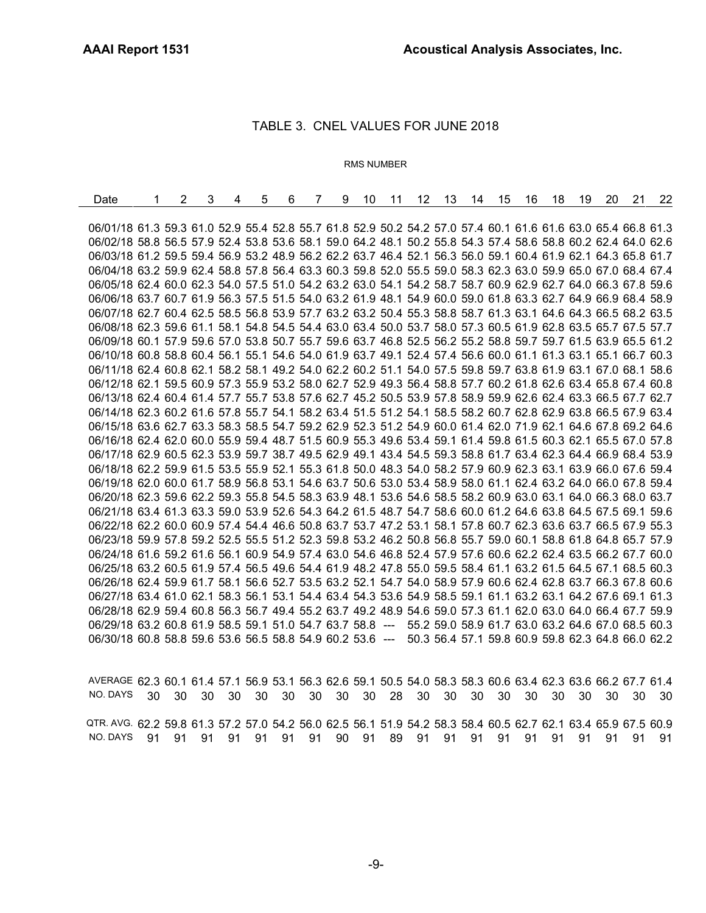## TABLE 3. CNEL VALUES FOR JUNE 2018

RMS NUMBER

| Date | 1 | 2 | 3 | 4 | 5 | 6 | 7 | 9 | 10 | 11 | 12 | 13 | 14 | 15 | 16 | 18 | 19 | 20 | 21 | 22 |
|---|---|---|---|---|---|---|---|---|---|---|---|---|---|---|---|---|---|---|---|---|
| 06/01/18 | 61.3 | 59.3 | 61.0 | 52.9 | 55.4 | 52.8 | 55.7 | 61.8 | 52.9 | 50.2 | 54.2 | 57.0 | 57.4 | 60.1 | 61.6 | 61.6 | 63.0 | 65.4 | 66.8 | 61.3 |
| 06/02/18 | 58.8 | 56.5 | 57.9 | 52.4 | 53.8 | 53.6 | 58.1 | 59.0 | 64.2 | 48.1 | 50.2 | 55.8 | 54.3 | 57.4 | 58.6 | 58.8 | 60.2 | 62.4 | 64.0 | 62.6 |
| 06/03/18 | 61.2 | 59.5 | 59.4 | 56.9 | 53.2 | 48.9 | 56.2 | 62.2 | 63.7 | 46.4 | 52.1 | 56.3 | 56.0 | 59.1 | 60.4 | 61.9 | 62.1 | 64.3 | 65.8 | 61.7 |
| 06/04/18 | 63.2 | 59.9 | 62.4 | 58.8 | 57.8 | 56.4 | 63.3 | 60.3 | 59.8 | 52.0 | 55.5 | 59.0 | 58.3 | 62.3 | 63.0 | 59.9 | 65.0 | 67.0 | 68.4 | 67.4 |
| 06/05/18 | 62.4 | 60.0 | 62.3 | 54.0 | 57.5 | 51.0 | 54.2 | 63.2 | 63.0 | 54.1 | 54.2 | 58.7 | 58.7 | 60.9 | 62.9 | 62.7 | 64.0 | 66.3 | 67.8 | 59.6 |
| 06/06/18 | 63.7 | 60.7 | 61.9 | 56.3 | 57.5 | 51.5 | 54.0 | 63.2 | 61.9 | 48.1 | 54.9 | 60.0 | 59.0 | 61.8 | 63.3 | 62.7 | 64.9 | 66.9 | 68.4 | 58.9 |
| 06/07/18 | 62.7 | 60.4 | 62.5 | 58.5 | 56.8 | 53.9 | 57.7 | 63.2 | 63.2 | 50.4 | 55.3 | 58.8 | 58.7 | 61.3 | 63.1 | 64.6 | 64.3 | 66.5 | 68.2 | 63.5 |
| 06/08/18 | 62.3 | 59.6 | 61.1 | 58.1 | 54.8 | 54.5 | 54.4 | 63.0 | 63.4 | 50.0 | 53.7 | 58.0 | 57.3 | 60.5 | 61.9 | 62.8 | 63.5 | 65.7 | 67.5 | 57.7 |
| 06/09/18 | 60.1 | 57.9 | 59.6 | 57.0 | 53.8 | 50.7 | 55.7 | 59.6 | 63.7 | 46.8 | 52.5 | 56.2 | 55.2 | 58.8 | 59.7 | 59.7 | 61.5 | 63.9 | 65.5 | 61.2 |
| 06/10/18 | 60.8 | 58.8 | 60.4 | 56.1 | 55.1 | 54.6 | 54.0 | 61.9 | 63.7 | 49.1 | 52.4 | 57.4 | 56.6 | 60.0 | 61.1 | 61.3 | 63.1 | 65.1 | 66.7 | 60.3 |
| 06/11/18 | 62.4 | 60.8 | 62.1 | 58.2 | 58.1 | 49.2 | 54.0 | 62.2 | 60.2 | 51.1 | 54.0 | 57.5 | 59.8 | 59.7 | 63.8 | 61.9 | 63.1 | 67.0 | 68.1 | 58.6 |
| 06/12/18 | 62.1 | 59.5 | 60.9 | 57.3 | 55.9 | 53.2 | 58.0 | 62.7 | 52.9 | 49.3 | 56.4 | 58.8 | 57.7 | 60.2 | 61.8 | 62.6 | 63.4 | 65.8 | 67.4 | 60.8 |
| 06/13/18 | 62.4 | 60.4 | 61.4 | 57.7 | 55.7 | 53.8 | 57.6 | 62.7 | 45.2 | 50.5 | 53.9 | 57.8 | 58.9 | 59.9 | 62.6 | 62.4 | 63.3 | 66.5 | 67.7 | 62.7 |
| 06/14/18 | 62.3 | 60.2 | 61.6 | 57.8 | 55.7 | 54.1 | 58.2 | 63.4 | 51.5 | 51.2 | 54.1 | 58.5 | 58.2 | 60.7 | 62.8 | 62.9 | 63.8 | 66.5 | 67.9 | 63.4 |
| 06/15/18 | 63.6 | 62.7 | 63.3 | 58.3 | 58.5 | 54.7 | 59.2 | 62.9 | 52.3 | 51.2 | 54.9 | 60.0 | 61.4 | 62.0 | 71.9 | 62.1 | 64.6 | 67.8 | 69.2 | 64.6 |
| 06/16/18 | 62.4 | 62.0 | 60.0 | 55.9 | 59.4 | 48.7 | 51.5 | 60.9 | 55.3 | 49.6 | 53.4 | 59.1 | 61.4 | 59.8 | 61.5 | 60.3 | 62.1 | 65.5 | 67.0 | 57.8 |
| 06/17/18 | 62.9 | 60.5 | 62.3 | 53.9 | 59.7 | 38.7 | 49.5 | 62.9 | 49.1 | 43.4 | 54.5 | 59.3 | 58.8 | 61.7 | 63.4 | 62.3 | 64.4 | 66.9 | 68.4 | 53.9 |
| 06/18/18 | 62.2 | 59.9 | 61.5 | 53.5 | 55.9 | 52.1 | 55.3 | 61.8 | 50.0 | 48.3 | 54.0 | 58.2 | 57.9 | 60.9 | 62.3 | 63.1 | 63.9 | 66.0 | 67.6 | 59.4 |
| 06/19/18 | 62.0 | 60.0 | 61.7 | 58.9 | 56.8 | 53.1 | 54.6 | 63.7 | 50.6 | 53.0 | 53.4 | 58.9 | 58.0 | 61.1 | 62.4 | 63.2 | 64.0 | 66.0 | 67.8 | 59.4 |
| 06/20/18 | 62.3 | 59.6 | 62.2 | 59.3 | 55.8 | 54.5 | 58.3 | 63.9 | 48.1 | 53.6 | 54.6 | 58.5 | 58.2 | 60.9 | 63.0 | 63.1 | 64.0 | 66.3 | 68.0 | 63.7 |
| 06/21/18 | 63.4 | 61.3 | 63.3 | 59.0 | 53.9 | 52.6 | 54.3 | 64.2 | 61.5 | 48.7 | 54.7 | 58.6 | 60.0 | 61.2 | 64.6 | 63.8 | 64.5 | 67.5 | 69.1 | 59.6 |
| 06/22/18 | 62.2 | 60.0 | 60.9 | 57.4 | 54.4 | 46.6 | 50.8 | 63.7 | 53.7 | 47.2 | 53.1 | 58.1 | 57.8 | 60.7 | 62.3 | 63.6 | 63.7 | 66.5 | 67.9 | 55.3 |
| 06/23/18 | 59.9 | 57.8 | 59.2 | 52.5 | 55.5 | 51.2 | 52.3 | 59.8 | 53.2 | 46.2 | 50.8 | 56.8 | 55.7 | 59.0 | 60.1 | 58.8 | 61.8 | 64.8 | 65.7 | 57.9 |
| 06/24/18 | 61.6 | 59.2 | 61.6 | 56.1 | 60.9 | 54.9 | 57.4 | 63.0 | 54.6 | 46.8 | 52.4 | 57.9 | 57.6 | 60.6 | 62.2 | 62.4 | 63.5 | 66.2 | 67.7 | 60.0 |
| 06/25/18 | 63.2 | 60.5 | 61.9 | 57.4 | 56.5 | 49.6 | 54.4 | 61.9 | 48.2 | 47.8 | 55.0 | 59.5 | 58.4 | 61.1 | 63.2 | 61.5 | 64.5 | 67.1 | 68.5 | 60.3 |
| 06/26/18 | 62.4 | 59.9 | 61.7 | 58.1 | 56.6 | 52.7 | 53.5 | 63.2 | 52.1 | 54.7 | 54.0 | 58.9 | 57.9 | 60.6 | 62.4 | 62.8 | 63.7 | 66.3 | 67.8 | 60.6 |
| 06/27/18 | 63.4 | 61.0 | 62.1 | 58.3 | 56.1 | 53.1 | 54.4 | 63.4 | 54.3 | 53.6 | 54.9 | 58.5 | 59.1 | 61.1 | 63.2 | 63.1 | 64.2 | 67.6 | 69.1 | 61.3 |
| 06/28/18 | 62.9 | 59.4 | 60.8 | 56.3 | 56.7 | 49.4 | 55.2 | 63.7 | 49.2 | 48.9 | 54.6 | 59.0 | 57.3 | 61.1 | 62.0 | 63.0 | 64.0 | 66.4 | 67.7 | 59.9 |
| 06/29/18 | 63.2 | 60.8 | 61.9 | 58.5 | 59.1 | 51.0 | 54.7 | 63.7 | 58.8 | --- | 55.2 | 59.0 | 58.9 | 61.7 | 63.0 | 63.2 | 64.6 | 67.0 | 68.5 | 60.3 |
| 06/30/18 | 60.8 | 58.8 | 59.6 | 53.6 | 56.5 | 58.8 | 54.9 | 60.2 | 53.6 | --- | 50.3 | 56.4 | 57.1 | 59.8 | 60.9 | 59.8 | 62.3 | 64.8 | 66.0 | 62.2 |
| AVERAGE | 62.3 | 60.1 | 61.4 | 57.1 | 56.9 | 53.1 | 56.3 | 62.6 | 59.1 | 50.5 | 54.0 | 58.3 | 58.3 | 60.6 | 63.4 | 62.3 | 63.6 | 66.2 | 67.7 | 61.4 |
| NO. DAYS | 30 | 30 | 30 | 30 | 30 | 30 | 30 | 30 | 30 | 28 | 30 | 30 | 30 | 30 | 30 | 30 | 30 | 30 | 30 | 30 |
| QTR. AVG. | 62.2 | 59.8 | 61.3 | 57.2 | 57.0 | 54.2 | 56.0 | 62.5 | 56.1 | 51.9 | 54.2 | 58.3 | 58.4 | 60.5 | 62.7 | 62.1 | 63.4 | 65.9 | 67.5 | 60.9 |
| NO. DAYS | 91 | 91 | 91 | 91 | 91 | 91 | 91 | 90 | 91 | 89 | 91 | 91 | 91 | 91 | 91 | 91 | 91 | 91 | 91 | 91 |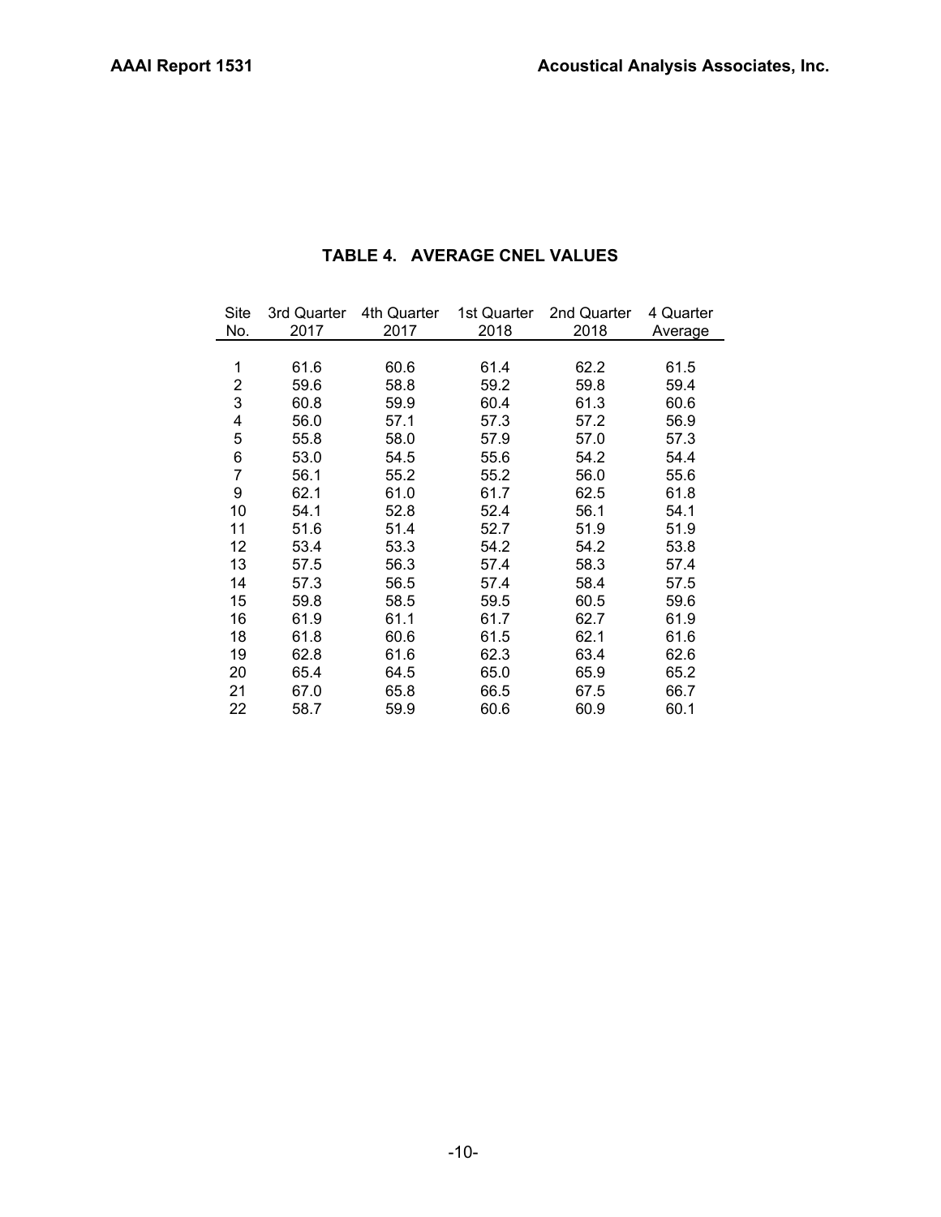**TABLE 4. AVERAGE CNEL VALUES**

| Site No. | 3rd Quarter 2017 | 4th Quarter 2017 | 1st Quarter 2018 | 2nd Quarter 2018 | 4 Quarter Average |
|---|---|---|---|---|---|
| 1 | 61.6 | 60.6 | 61.4 | 62.2 | 61.5 |
| 2 | 59.6 | 58.8 | 59.2 | 59.8 | 59.4 |
| 3 | 60.8 | 59.9 | 60.4 | 61.3 | 60.6 |
| 4 | 56.0 | 57.1 | 57.3 | 57.2 | 56.9 |
| 5 | 55.8 | 58.0 | 57.9 | 57.0 | 57.3 |
| 6 | 53.0 | 54.5 | 55.6 | 54.2 | 54.4 |
| 7 | 56.1 | 55.2 | 55.2 | 56.0 | 55.6 |
| 9 | 62.1 | 61.0 | 61.7 | 62.5 | 61.8 |
| 10 | 54.1 | 52.8 | 52.4 | 56.1 | 54.1 |
| 11 | 51.6 | 51.4 | 52.7 | 51.9 | 51.9 |
| 12 | 53.4 | 53.3 | 54.2 | 54.2 | 53.8 |
| 13 | 57.5 | 56.3 | 57.4 | 58.3 | 57.4 |
| 14 | 57.3 | 56.5 | 57.4 | 58.4 | 57.5 |
| 15 | 59.8 | 58.5 | 59.5 | 60.5 | 59.6 |
| 16 | 61.9 | 61.1 | 61.7 | 62.7 | 61.9 |
| 18 | 61.8 | 60.6 | 61.5 | 62.1 | 61.6 |
| 19 | 62.8 | 61.6 | 62.3 | 63.4 | 62.6 |
| 20 | 65.4 | 64.5 | 65.0 | 65.9 | 65.2 |
| 21 | 67.0 | 65.8 | 66.5 | 67.5 | 66.7 |
| 22 | 58.7 | 59.9 | 60.6 | 60.9 | 60.1 |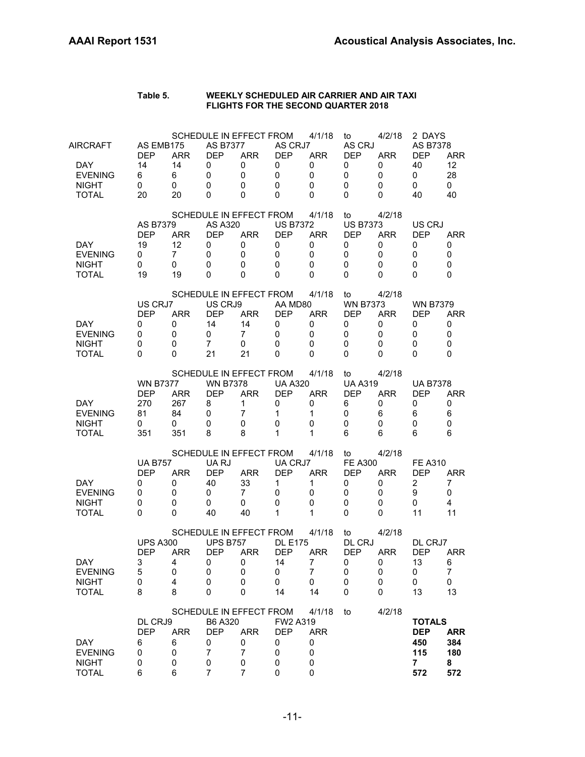**Table 5. WEEKLY SCHEDULED AIR CARRIER AND AIR TAXI FLIGHTS FOR THE SECOND QUARTER 2018**

SCHEDULE IN EFFECT FROM 4/1/18 to 4/2/18 2 DAYS

| AIRCRAFT | AS EMB175 | | AS B7377 | | AS CRJ7 | | AS CRJ | | AS B7378 | |
|---|---|---|---|---|---|---|---|---|---|---|
| | DEP | ARR | DEP | ARR | DEP | ARR | DEP | ARR | DEP | ARR |
| DAY | 14 | 14 | 0 | 0 | 0 | 0 | 0 | 0 | 40 | 12 |
| EVENING | 6 | 6 | 0 | 0 | 0 | 0 | 0 | 0 | 0 | 28 |
| NIGHT | 0 | 0 | 0 | 0 | 0 | 0 | 0 | 0 | 0 | 0 |
| TOTAL | 20 | 20 | 0 | 0 | 0 | 0 | 0 | 0 | 40 | 40 |

SCHEDULE IN EFFECT FROM 4/1/18 to 4/2/18

| | AS B7379 | | AS A320 | | US B7372 | | US B7373 | | US CRJ | |
|---|---|---|---|---|---|---|---|---|---|---|
| | DEP | ARR | DEP | ARR | DEP | ARR | DEP | ARR | DEP | ARR |
| DAY | 19 | 12 | 0 | 0 | 0 | 0 | 0 | 0 | 0 | 0 |
| EVENING | 0 | 7 | 0 | 0 | 0 | 0 | 0 | 0 | 0 | 0 |
| NIGHT | 0 | 0 | 0 | 0 | 0 | 0 | 0 | 0 | 0 | 0 |
| TOTAL | 19 | 19 | 0 | 0 | 0 | 0 | 0 | 0 | 0 | 0 |

SCHEDULE IN EFFECT FROM 4/1/18 to 4/2/18

| | US CRJ7 | | US CRJ9 | | AA MD80 | | WN B7373 | | WN B7379 | |
|---|---|---|---|---|---|---|---|---|---|---|
| | DEP | ARR | DEP | ARR | DEP | ARR | DEP | ARR | DEP | ARR |
| DAY | 0 | 0 | 14 | 14 | 0 | 0 | 0 | 0 | 0 | 0 |
| EVENING | 0 | 0 | 0 | 7 | 0 | 0 | 0 | 0 | 0 | 0 |
| NIGHT | 0 | 0 | 7 | 0 | 0 | 0 | 0 | 0 | 0 | 0 |
| TOTAL | 0 | 0 | 21 | 21 | 0 | 0 | 0 | 0 | 0 | 0 |

SCHEDULE IN EFFECT FROM 4/1/18 to 4/2/18

| | WN B7377 | | WN B7378 | | UA A320 | | UA A319 | | UA B7378 | |
|---|---|---|---|---|---|---|---|---|---|---|
| | DEP | ARR | DEP | ARR | DEP | ARR | DEP | ARR | DEP | ARR |
| DAY | 270 | 267 | 8 | 1 | 0 | 0 | 6 | 0 | 0 | 0 |
| EVENING | 81 | 84 | 0 | 7 | 1 | 1 | 0 | 6 | 6 | 6 |
| NIGHT | 0 | 0 | 0 | 0 | 0 | 0 | 0 | 0 | 0 | 0 |
| TOTAL | 351 | 351 | 8 | 8 | 1 | 1 | 6 | 6 | 6 | 6 |

SCHEDULE IN EFFECT FROM 4/1/18 to 4/2/18

| | UA B757 | | UA RJ | | UA CRJ7 | | FE A300 | | FE A310 | |
|---|---|---|---|---|---|---|---|---|---|---|
| | DEP | ARR | DEP | ARR | DEP | ARR | DEP | ARR | DEP | ARR |
| DAY | 0 | 0 | 40 | 33 | 1 | 1 | 0 | 0 | 2 | 7 |
| EVENING | 0 | 0 | 0 | 7 | 0 | 0 | 0 | 0 | 9 | 0 |
| NIGHT | 0 | 0 | 0 | 0 | 0 | 0 | 0 | 0 | 0 | 4 |
| TOTAL | 0 | 0 | 40 | 40 | 1 | 1 | 0 | 0 | 11 | 11 |

SCHEDULE IN EFFECT FROM 4/1/18 to 4/2/18

| | UPS A300 | | UPS B757 | | DL E175 | | DL CRJ | | DL CRJ7 | |
|---|---|---|---|---|---|---|---|---|---|---|
| | DEP | ARR | DEP | ARR | DEP | ARR | DEP | ARR | DEP | ARR |
| DAY | 3 | 4 | 0 | 0 | 14 | 7 | 0 | 0 | 13 | 6 |
| EVENING | 5 | 0 | 0 | 0 | 0 | 7 | 0 | 0 | 0 | 7 |
| NIGHT | 0 | 4 | 0 | 0 | 0 | 0 | 0 | 0 | 0 | 0 |
| TOTAL | 8 | 8 | 0 | 0 | 14 | 14 | 0 | 0 | 13 | 13 |

SCHEDULE IN EFFECT FROM 4/1/18 to 4/2/18

| | DL CRJ9 | | B6 A320 | | FW2 A319 | | **TOTALS** | |
|---|---|---|---|---|---|---|---|---|
| | DEP | ARR | DEP | ARR | DEP | ARR | **DEP** | **ARR** |
| DAY | 6 | 6 | 0 | 0 | 0 | 0 | **450** | **384** |
| EVENING | 0 | 0 | 7 | 7 | 0 | 0 | **115** | **180** |
| NIGHT | 0 | 0 | 0 | 0 | 0 | 0 | **7** | **8** |
| TOTAL | 6 | 6 | 7 | 7 | 0 | 0 | **572** | **572** |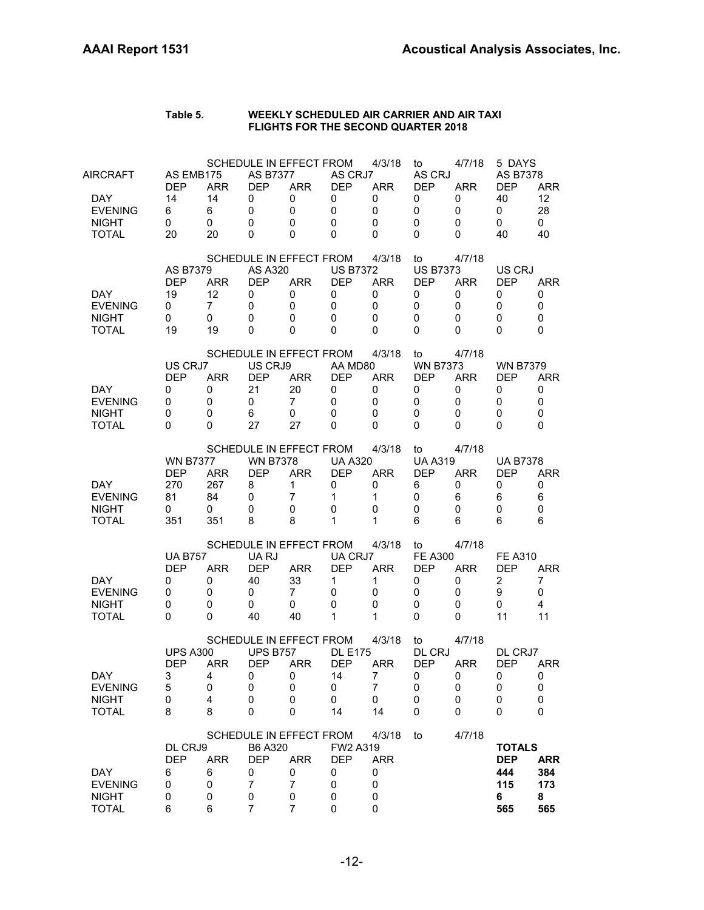**Table 5. WEEKLY SCHEDULED AIR CARRIER AND AIR TAXI FLIGHTS FOR THE SECOND QUARTER 2018**

SCHEDULE IN EFFECT FROM 4/3/18 to 4/7/18 5 DAYS

| AIRCRAFT | AS EMB175 | | AS B7377 | | AS CRJ7 | | AS CRJ | | AS B7378 | |
|---|---|---|---|---|---|---|---|---|---|---|
| | DEP | ARR | DEP | ARR | DEP | ARR | DEP | ARR | DEP | ARR |
| DAY | 14 | 14 | 0 | 0 | 0 | 0 | 0 | 0 | 40 | 12 |
| EVENING | 6 | 6 | 0 | 0 | 0 | 0 | 0 | 0 | 0 | 28 |
| NIGHT | 0 | 0 | 0 | 0 | 0 | 0 | 0 | 0 | 0 | 0 |
| TOTAL | 20 | 20 | 0 | 0 | 0 | 0 | 0 | 0 | 40 | 40 |

SCHEDULE IN EFFECT FROM 4/3/18 to 4/7/18

| | AS B7379 | | AS A320 | | US B7372 | | US B7373 | | US CRJ | |
|---|---|---|---|---|---|---|---|---|---|---|
| | DEP | ARR | DEP | ARR | DEP | ARR | DEP | ARR | DEP | ARR |
| DAY | 19 | 12 | 0 | 0 | 0 | 0 | 0 | 0 | 0 | 0 |
| EVENING | 0 | 7 | 0 | 0 | 0 | 0 | 0 | 0 | 0 | 0 |
| NIGHT | 0 | 0 | 0 | 0 | 0 | 0 | 0 | 0 | 0 | 0 |
| TOTAL | 19 | 19 | 0 | 0 | 0 | 0 | 0 | 0 | 0 | 0 |

SCHEDULE IN EFFECT FROM 4/3/18 to 4/7/18

| | US CRJ7 | | US CRJ9 | | AA MD80 | | WN B7373 | | WN B7379 | |
|---|---|---|---|---|---|---|---|---|---|---|
| | DEP | ARR | DEP | ARR | DEP | ARR | DEP | ARR | DEP | ARR |
| DAY | 0 | 0 | 21 | 20 | 0 | 0 | 0 | 0 | 0 | 0 |
| EVENING | 0 | 0 | 0 | 7 | 0 | 0 | 0 | 0 | 0 | 0 |
| NIGHT | 0 | 0 | 6 | 0 | 0 | 0 | 0 | 0 | 0 | 0 |
| TOTAL | 0 | 0 | 27 | 27 | 0 | 0 | 0 | 0 | 0 | 0 |

SCHEDULE IN EFFECT FROM 4/3/18 to 4/7/18

| | WN B7377 | | WN B7378 | | UA A320 | | UA A319 | | UA B7378 | |
|---|---|---|---|---|---|---|---|---|---|---|
| | DEP | ARR | DEP | ARR | DEP | ARR | DEP | ARR | DEP | ARR |
| DAY | 270 | 267 | 8 | 1 | 0 | 0 | 6 | 0 | 0 | 0 |
| EVENING | 81 | 84 | 0 | 7 | 1 | 1 | 0 | 6 | 6 | 6 |
| NIGHT | 0 | 0 | 0 | 0 | 0 | 0 | 0 | 0 | 0 | 0 |
| TOTAL | 351 | 351 | 8 | 8 | 1 | 1 | 6 | 6 | 6 | 6 |

SCHEDULE IN EFFECT FROM 4/3/18 to 4/7/18

| | UA B757 | | UA RJ | | UA CRJ7 | | FE A300 | | FE A310 | |
|---|---|---|---|---|---|---|---|---|---|---|
| | DEP | ARR | DEP | ARR | DEP | ARR | DEP | ARR | DEP | ARR |
| DAY | 0 | 0 | 40 | 33 | 1 | 1 | 0 | 0 | 2 | 7 |
| EVENING | 0 | 0 | 0 | 7 | 0 | 0 | 0 | 0 | 9 | 0 |
| NIGHT | 0 | 0 | 0 | 0 | 0 | 0 | 0 | 0 | 0 | 4 |
| TOTAL | 0 | 0 | 40 | 40 | 1 | 1 | 0 | 0 | 11 | 11 |

SCHEDULE IN EFFECT FROM 4/3/18 to 4/7/18

| | UPS A300 | | UPS B757 | | DL E175 | | DL CRJ | | DL CRJ7 | |
|---|---|---|---|---|---|---|---|---|---|---|
| | DEP | ARR | DEP | ARR | DEP | ARR | DEP | ARR | DEP | ARR |
| DAY | 3 | 4 | 0 | 0 | 14 | 7 | 0 | 0 | 0 | 0 |
| EVENING | 5 | 0 | 0 | 0 | 0 | 7 | 0 | 0 | 0 | 0 |
| NIGHT | 0 | 4 | 0 | 0 | 0 | 0 | 0 | 0 | 0 | 0 |
| TOTAL | 8 | 8 | 0 | 0 | 14 | 14 | 0 | 0 | 0 | 0 |

SCHEDULE IN EFFECT FROM 4/3/18 to 4/7/18

| | DL CRJ9 | | B6 A320 | | FW2 A319 | | **TOTALS** | |
|---|---|---|---|---|---|---|---|---|
| | DEP | ARR | DEP | ARR | DEP | ARR | **DEP** | **ARR** |
| DAY | 6 | 6 | 0 | 0 | 0 | 0 | **444** | **384** |
| EVENING | 0 | 0 | 7 | 7 | 0 | 0 | **115** | **173** |
| NIGHT | 0 | 0 | 0 | 0 | 0 | 0 | **6** | **8** |
| TOTAL | 6 | 6 | 7 | 7 | 0 | 0 | **565** | **565** |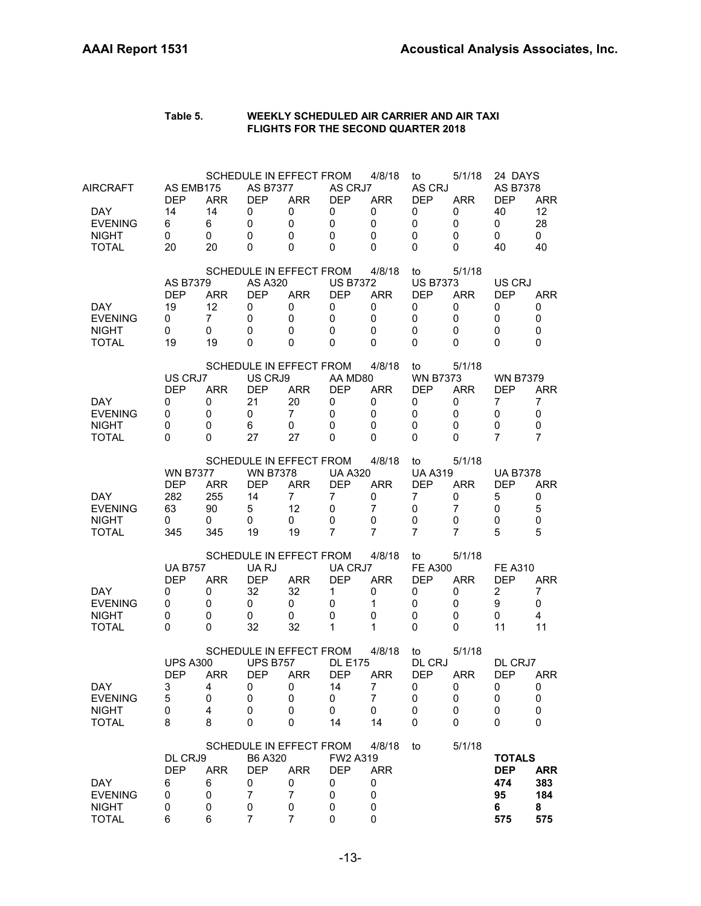**Table 5. WEEKLY SCHEDULED AIR CARRIER AND AIR TAXI FLIGHTS FOR THE SECOND QUARTER 2018**

SCHEDULE IN EFFECT FROM 4/8/18 to 5/1/18 24 DAYS

| AIRCRAFT | AS EMB175 | | AS B7377 | | AS CRJ7 | | AS CRJ | | AS B7378 | |
|---|---|---|---|---|---|---|---|---|---|---|
| | DEP | ARR | DEP | ARR | DEP | ARR | DEP | ARR | DEP | ARR |
| DAY | 14 | 14 | 0 | 0 | 0 | 0 | 0 | 0 | 40 | 12 |
| EVENING | 6 | 6 | 0 | 0 | 0 | 0 | 0 | 0 | 0 | 28 |
| NIGHT | 0 | 0 | 0 | 0 | 0 | 0 | 0 | 0 | 0 | 0 |
| TOTAL | 20 | 20 | 0 | 0 | 0 | 0 | 0 | 0 | 40 | 40 |

SCHEDULE IN EFFECT FROM 4/8/18 to 5/1/18

| | AS B7379 | | AS A320 | | US B7372 | | US B7373 | | US CRJ | |
|---|---|---|---|---|---|---|---|---|---|---|
| | DEP | ARR | DEP | ARR | DEP | ARR | DEP | ARR | DEP | ARR |
| DAY | 19 | 12 | 0 | 0 | 0 | 0 | 0 | 0 | 0 | 0 |
| EVENING | 0 | 7 | 0 | 0 | 0 | 0 | 0 | 0 | 0 | 0 |
| NIGHT | 0 | 0 | 0 | 0 | 0 | 0 | 0 | 0 | 0 | 0 |
| TOTAL | 19 | 19 | 0 | 0 | 0 | 0 | 0 | 0 | 0 | 0 |

SCHEDULE IN EFFECT FROM 4/8/18 to 5/1/18

| | US CRJ7 | | US CRJ9 | | AA MD80 | | WN B7373 | | WN B7379 | |
|---|---|---|---|---|---|---|---|---|---|---|
| | DEP | ARR | DEP | ARR | DEP | ARR | DEP | ARR | DEP | ARR |
| DAY | 0 | 0 | 21 | 20 | 0 | 0 | 0 | 0 | 7 | 7 |
| EVENING | 0 | 0 | 0 | 7 | 0 | 0 | 0 | 0 | 0 | 0 |
| NIGHT | 0 | 0 | 6 | 0 | 0 | 0 | 0 | 0 | 0 | 0 |
| TOTAL | 0 | 0 | 27 | 27 | 0 | 0 | 0 | 0 | 7 | 7 |

SCHEDULE IN EFFECT FROM 4/8/18 to 5/1/18

| | WN B7377 | | WN B7378 | | UA A320 | | UA A319 | | UA B7378 | |
|---|---|---|---|---|---|---|---|---|---|---|
| | DEP | ARR | DEP | ARR | DEP | ARR | DEP | ARR | DEP | ARR |
| DAY | 282 | 255 | 14 | 7 | 7 | 0 | 7 | 0 | 5 | 0 |
| EVENING | 63 | 90 | 5 | 12 | 0 | 7 | 0 | 7 | 0 | 5 |
| NIGHT | 0 | 0 | 0 | 0 | 0 | 0 | 0 | 0 | 0 | 0 |
| TOTAL | 345 | 345 | 19 | 19 | 7 | 7 | 7 | 7 | 5 | 5 |

SCHEDULE IN EFFECT FROM 4/8/18 to 5/1/18

| | UA B757 | | UA RJ | | UA CRJ7 | | FE A300 | | FE A310 | |
|---|---|---|---|---|---|---|---|---|---|---|
| | DEP | ARR | DEP | ARR | DEP | ARR | DEP | ARR | DEP | ARR |
| DAY | 0 | 0 | 32 | 32 | 1 | 0 | 0 | 0 | 2 | 7 |
| EVENING | 0 | 0 | 0 | 0 | 0 | 1 | 0 | 0 | 9 | 0 |
| NIGHT | 0 | 0 | 0 | 0 | 0 | 0 | 0 | 0 | 0 | 4 |
| TOTAL | 0 | 0 | 32 | 32 | 1 | 1 | 0 | 0 | 11 | 11 |

SCHEDULE IN EFFECT FROM 4/8/18 to 5/1/18

| | UPS A300 | | UPS B757 | | DL E175 | | DL CRJ | | DL CRJ7 | |
|---|---|---|---|---|---|---|---|---|---|---|
| | DEP | ARR | DEP | ARR | DEP | ARR | DEP | ARR | DEP | ARR |
| DAY | 3 | 4 | 0 | 0 | 14 | 7 | 0 | 0 | 0 | 0 |
| EVENING | 5 | 0 | 0 | 0 | 0 | 7 | 0 | 0 | 0 | 0 |
| NIGHT | 0 | 4 | 0 | 0 | 0 | 0 | 0 | 0 | 0 | 0 |
| TOTAL | 8 | 8 | 0 | 0 | 14 | 14 | 0 | 0 | 0 | 0 |

SCHEDULE IN EFFECT FROM 4/8/18 to 5/1/18

| | DL CRJ9 | | B6 A320 | | FW2 A319 | | **TOTALS** | |
|---|---|---|---|---|---|---|---|---|
| | DEP | ARR | DEP | ARR | DEP | ARR | **DEP** | **ARR** |
| DAY | 6 | 6 | 0 | 0 | 0 | 0 | **474** | **383** |
| EVENING | 0 | 0 | 7 | 7 | 0 | 0 | **95** | **184** |
| NIGHT | 0 | 0 | 0 | 0 | 0 | 0 | **6** | **8** |
| TOTAL | 6 | 6 | 7 | 7 | 0 | 0 | **575** | **575** |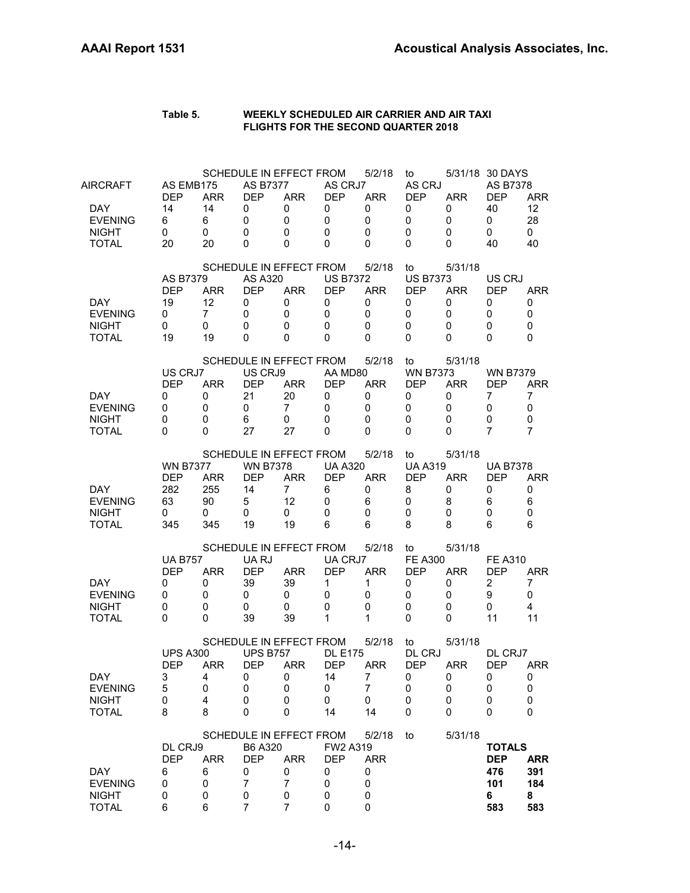**Table 5. WEEKLY SCHEDULED AIR CARRIER AND AIR TAXI FLIGHTS FOR THE SECOND QUARTER 2018**

SCHEDULE IN EFFECT FROM 5/2/18 to 5/31/18 30 DAYS

| AIRCRAFT | AS EMB175 | | AS B7377 | | AS CRJ7 | | AS CRJ | | AS B7378 | |
|---|---|---|---|---|---|---|---|---|---|---|
| | DEP | ARR | DEP | ARR | DEP | ARR | DEP | ARR | DEP | ARR |
| DAY | 14 | 14 | 0 | 0 | 0 | 0 | 0 | 0 | 40 | 12 |
| EVENING | 6 | 6 | 0 | 0 | 0 | 0 | 0 | 0 | 0 | 28 |
| NIGHT | 0 | 0 | 0 | 0 | 0 | 0 | 0 | 0 | 0 | 0 |
| TOTAL | 20 | 20 | 0 | 0 | 0 | 0 | 0 | 0 | 40 | 40 |

SCHEDULE IN EFFECT FROM 5/2/18 to 5/31/18

| | AS B7379 | | AS A320 | | US B7372 | | US B7373 | | US CRJ | |
|---|---|---|---|---|---|---|---|---|---|---|
| | DEP | ARR | DEP | ARR | DEP | ARR | DEP | ARR | DEP | ARR |
| DAY | 19 | 12 | 0 | 0 | 0 | 0 | 0 | 0 | 0 | 0 |
| EVENING | 0 | 7 | 0 | 0 | 0 | 0 | 0 | 0 | 0 | 0 |
| NIGHT | 0 | 0 | 0 | 0 | 0 | 0 | 0 | 0 | 0 | 0 |
| TOTAL | 19 | 19 | 0 | 0 | 0 | 0 | 0 | 0 | 0 | 0 |

SCHEDULE IN EFFECT FROM 5/2/18 to 5/31/18

| | US CRJ7 | | US CRJ9 | | AA MD80 | | WN B7373 | | WN B7379 | |
|---|---|---|---|---|---|---|---|---|---|---|
| | DEP | ARR | DEP | ARR | DEP | ARR | DEP | ARR | DEP | ARR |
| DAY | 0 | 0 | 21 | 20 | 0 | 0 | 0 | 0 | 7 | 7 |
| EVENING | 0 | 0 | 0 | 7 | 0 | 0 | 0 | 0 | 0 | 0 |
| NIGHT | 0 | 0 | 6 | 0 | 0 | 0 | 0 | 0 | 0 | 0 |
| TOTAL | 0 | 0 | 27 | 27 | 0 | 0 | 0 | 0 | 7 | 7 |

SCHEDULE IN EFFECT FROM 5/2/18 to 5/31/18

| | WN B7377 | | WN B7378 | | UA A320 | | UA A319 | | UA B7378 | |
|---|---|---|---|---|---|---|---|---|---|---|
| | DEP | ARR | DEP | ARR | DEP | ARR | DEP | ARR | DEP | ARR |
| DAY | 282 | 255 | 14 | 7 | 6 | 0 | 8 | 0 | 0 | 0 |
| EVENING | 63 | 90 | 5 | 12 | 0 | 6 | 0 | 8 | 6 | 6 |
| NIGHT | 0 | 0 | 0 | 0 | 0 | 0 | 0 | 0 | 0 | 0 |
| TOTAL | 345 | 345 | 19 | 19 | 6 | 6 | 8 | 8 | 6 | 6 |

SCHEDULE IN EFFECT FROM 5/2/18 to 5/31/18

| | UA B757 | | UA RJ | | UA CRJ7 | | FE A300 | | FE A310 | |
|---|---|---|---|---|---|---|---|---|---|---|
| | DEP | ARR | DEP | ARR | DEP | ARR | DEP | ARR | DEP | ARR |
| DAY | 0 | 0 | 39 | 39 | 1 | 1 | 0 | 0 | 2 | 7 |
| EVENING | 0 | 0 | 0 | 0 | 0 | 0 | 0 | 0 | 9 | 0 |
| NIGHT | 0 | 0 | 0 | 0 | 0 | 0 | 0 | 0 | 0 | 4 |
| TOTAL | 0 | 0 | 39 | 39 | 1 | 1 | 0 | 0 | 11 | 11 |

SCHEDULE IN EFFECT FROM 5/2/18 to 5/31/18

| | UPS A300 | | UPS B757 | | DL E175 | | DL CRJ | | DL CRJ7 | |
|---|---|---|---|---|---|---|---|---|---|---|
| | DEP | ARR | DEP | ARR | DEP | ARR | DEP | ARR | DEP | ARR |
| DAY | 3 | 4 | 0 | 0 | 14 | 7 | 0 | 0 | 0 | 0 |
| EVENING | 5 | 0 | 0 | 0 | 0 | 7 | 0 | 0 | 0 | 0 |
| NIGHT | 0 | 4 | 0 | 0 | 0 | 0 | 0 | 0 | 0 | 0 |
| TOTAL | 8 | 8 | 0 | 0 | 14 | 14 | 0 | 0 | 0 | 0 |

SCHEDULE IN EFFECT FROM 5/2/18 to 5/31/18

| | DL CRJ9 | | B6 A320 | | FW2 A319 | | **TOTALS** | |
|---|---|---|---|---|---|---|---|---|
| | DEP | ARR | DEP | ARR | DEP | ARR | **DEP** | **ARR** |
| DAY | 6 | 6 | 0 | 0 | 0 | 0 | **476** | **391** |
| EVENING | 0 | 0 | 7 | 7 | 0 | 0 | **101** | **184** |
| NIGHT | 0 | 0 | 0 | 0 | 0 | 0 | **6** | **8** |
| TOTAL | 6 | 6 | 7 | 7 | 0 | 0 | **583** | **583** |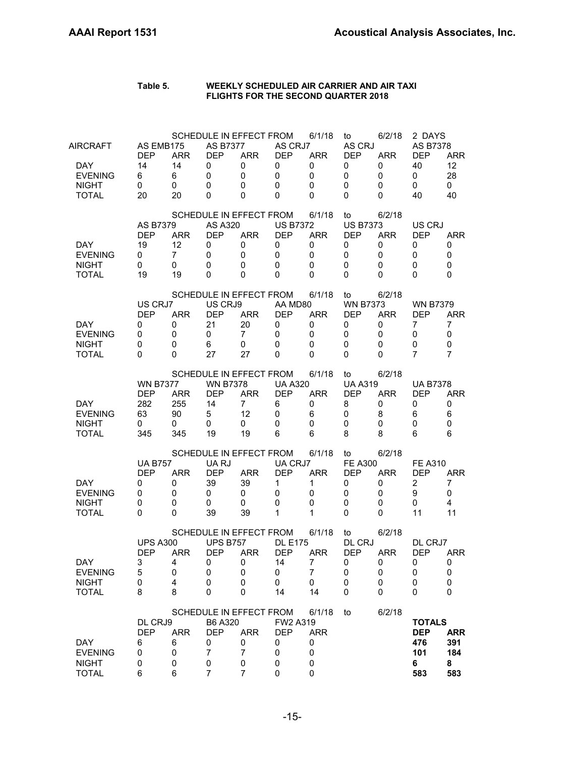**Table 5. WEEKLY SCHEDULED AIR CARRIER AND AIR TAXI FLIGHTS FOR THE SECOND QUARTER 2018**

SCHEDULE IN EFFECT FROM 6/1/18 to 6/2/18 2 DAYS

| AIRCRAFT | AS EMB175 | | AS B7377 | | AS CRJ7 | | AS CRJ | | AS B7378 | |
|---|---|---|---|---|---|---|---|---|---|---|
| | DEP | ARR | DEP | ARR | DEP | ARR | DEP | ARR | DEP | ARR |
| DAY | 14 | 14 | 0 | 0 | 0 | 0 | 0 | 0 | 40 | 12 |
| EVENING | 6 | 6 | 0 | 0 | 0 | 0 | 0 | 0 | 0 | 28 |
| NIGHT | 0 | 0 | 0 | 0 | 0 | 0 | 0 | 0 | 0 | 0 |
| TOTAL | 20 | 20 | 0 | 0 | 0 | 0 | 0 | 0 | 40 | 40 |

SCHEDULE IN EFFECT FROM 6/1/18 to 6/2/18

| | AS B7379 | | AS A320 | | US B7372 | | US B7373 | | US CRJ | |
|---|---|---|---|---|---|---|---|---|---|---|
| | DEP | ARR | DEP | ARR | DEP | ARR | DEP | ARR | DEP | ARR |
| DAY | 19 | 12 | 0 | 0 | 0 | 0 | 0 | 0 | 0 | 0 |
| EVENING | 0 | 7 | 0 | 0 | 0 | 0 | 0 | 0 | 0 | 0 |
| NIGHT | 0 | 0 | 0 | 0 | 0 | 0 | 0 | 0 | 0 | 0 |
| TOTAL | 19 | 19 | 0 | 0 | 0 | 0 | 0 | 0 | 0 | 0 |

SCHEDULE IN EFFECT FROM 6/1/18 to 6/2/18

| | US CRJ7 | | US CRJ9 | | AA MD80 | | WN B7373 | | WN B7379 | |
|---|---|---|---|---|---|---|---|---|---|---|
| | DEP | ARR | DEP | ARR | DEP | ARR | DEP | ARR | DEP | ARR |
| DAY | 0 | 0 | 21 | 20 | 0 | 0 | 0 | 0 | 7 | 7 |
| EVENING | 0 | 0 | 0 | 7 | 0 | 0 | 0 | 0 | 0 | 0 |
| NIGHT | 0 | 0 | 6 | 0 | 0 | 0 | 0 | 0 | 0 | 0 |
| TOTAL | 0 | 0 | 27 | 27 | 0 | 0 | 0 | 0 | 7 | 7 |

SCHEDULE IN EFFECT FROM 6/1/18 to 6/2/18

| | WN B7377 | | WN B7378 | | UA A320 | | UA A319 | | UA B7378 | |
|---|---|---|---|---|---|---|---|---|---|---|
| | DEP | ARR | DEP | ARR | DEP | ARR | DEP | ARR | DEP | ARR |
| DAY | 282 | 255 | 14 | 7 | 6 | 0 | 8 | 0 | 0 | 0 |
| EVENING | 63 | 90 | 5 | 12 | 0 | 6 | 0 | 8 | 6 | 6 |
| NIGHT | 0 | 0 | 0 | 0 | 0 | 0 | 0 | 0 | 0 | 0 |
| TOTAL | 345 | 345 | 19 | 19 | 6 | 6 | 8 | 8 | 6 | 6 |

SCHEDULE IN EFFECT FROM 6/1/18 to 6/2/18

| | UA B757 | | UA RJ | | UA CRJ7 | | FE A300 | | FE A310 | |
|---|---|---|---|---|---|---|---|---|---|---|
| | DEP | ARR | DEP | ARR | DEP | ARR | DEP | ARR | DEP | ARR |
| DAY | 0 | 0 | 39 | 39 | 1 | 1 | 0 | 0 | 2 | 7 |
| EVENING | 0 | 0 | 0 | 0 | 0 | 0 | 0 | 0 | 9 | 0 |
| NIGHT | 0 | 0 | 0 | 0 | 0 | 0 | 0 | 0 | 0 | 4 |
| TOTAL | 0 | 0 | 39 | 39 | 1 | 1 | 0 | 0 | 11 | 11 |

SCHEDULE IN EFFECT FROM 6/1/18 to 6/2/18

| | UPS A300 | | UPS B757 | | DL E175 | | DL CRJ | | DL CRJ7 | |
|---|---|---|---|---|---|---|---|---|---|---|
| | DEP | ARR | DEP | ARR | DEP | ARR | DEP | ARR | DEP | ARR |
| DAY | 3 | 4 | 0 | 0 | 14 | 7 | 0 | 0 | 0 | 0 |
| EVENING | 5 | 0 | 0 | 0 | 0 | 7 | 0 | 0 | 0 | 0 |
| NIGHT | 0 | 4 | 0 | 0 | 0 | 0 | 0 | 0 | 0 | 0 |
| TOTAL | 8 | 8 | 0 | 0 | 14 | 14 | 0 | 0 | 0 | 0 |

SCHEDULE IN EFFECT FROM 6/1/18 to 6/2/18

| | DL CRJ9 | | B6 A320 | | FW2 A319 | | **TOTALS** | |
|---|---|---|---|---|---|---|---|---|
| | DEP | ARR | DEP | ARR | DEP | ARR | **DEP** | **ARR** |
| DAY | 6 | 6 | 0 | 0 | 0 | 0 | **476** | **391** |
| EVENING | 0 | 0 | 7 | 7 | 0 | 0 | **101** | **184** |
| NIGHT | 0 | 0 | 0 | 0 | 0 | 0 | **6** | **8** |
| TOTAL | 6 | 6 | 7 | 7 | 0 | 0 | **583** | **583** |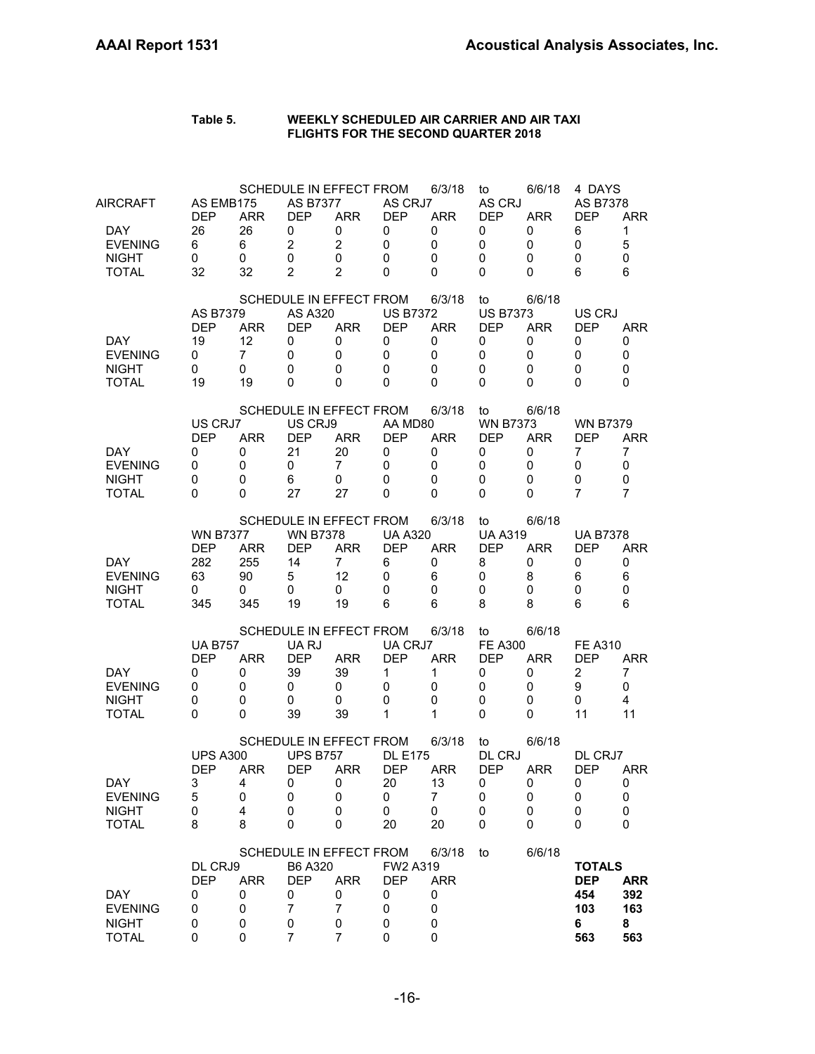**Table 5. WEEKLY SCHEDULED AIR CARRIER AND AIR TAXI FLIGHTS FOR THE SECOND QUARTER 2018**

SCHEDULE IN EFFECT FROM 6/3/18 to 6/6/18 4 DAYS

| AIRCRAFT | AS EMB175 | | AS B7377 | | AS CRJ7 | | AS CRJ | | AS B7378 | |
|---|---|---|---|---|---|---|---|---|---|---|
| | DEP | ARR | DEP | ARR | DEP | ARR | DEP | ARR | DEP | ARR |
| DAY | 26 | 26 | 0 | 0 | 0 | 0 | 0 | 0 | 6 | 1 |
| EVENING | 6 | 6 | 2 | 2 | 0 | 0 | 0 | 0 | 0 | 5 |
| NIGHT | 0 | 0 | 0 | 0 | 0 | 0 | 0 | 0 | 0 | 0 |
| TOTAL | 32 | 32 | 2 | 2 | 0 | 0 | 0 | 0 | 6 | 6 |

SCHEDULE IN EFFECT FROM 6/3/18 to 6/6/18

| | AS B7379 | | AS A320 | | US B7372 | | US B7373 | | US CRJ | |
|---|---|---|---|---|---|---|---|---|---|---|
| | DEP | ARR | DEP | ARR | DEP | ARR | DEP | ARR | DEP | ARR |
| DAY | 19 | 12 | 0 | 0 | 0 | 0 | 0 | 0 | 0 | 0 |
| EVENING | 0 | 7 | 0 | 0 | 0 | 0 | 0 | 0 | 0 | 0 |
| NIGHT | 0 | 0 | 0 | 0 | 0 | 0 | 0 | 0 | 0 | 0 |
| TOTAL | 19 | 19 | 0 | 0 | 0 | 0 | 0 | 0 | 0 | 0 |

SCHEDULE IN EFFECT FROM 6/3/18 to 6/6/18

| | US CRJ7 | | US CRJ9 | | AA MD80 | | WN B7373 | | WN B7379 | |
|---|---|---|---|---|---|---|---|---|---|---|
| | DEP | ARR | DEP | ARR | DEP | ARR | DEP | ARR | DEP | ARR |
| DAY | 0 | 0 | 21 | 20 | 0 | 0 | 0 | 0 | 7 | 7 |
| EVENING | 0 | 0 | 0 | 7 | 0 | 0 | 0 | 0 | 0 | 0 |
| NIGHT | 0 | 0 | 6 | 0 | 0 | 0 | 0 | 0 | 0 | 0 |
| TOTAL | 0 | 0 | 27 | 27 | 0 | 0 | 0 | 0 | 7 | 7 |

SCHEDULE IN EFFECT FROM 6/3/18 to 6/6/18

| | WN B7377 | | WN B7378 | | UA A320 | | UA A319 | | UA B7378 | |
|---|---|---|---|---|---|---|---|---|---|---|
| | DEP | ARR | DEP | ARR | DEP | ARR | DEP | ARR | DEP | ARR |
| DAY | 282 | 255 | 14 | 7 | 6 | 0 | 8 | 0 | 0 | 0 |
| EVENING | 63 | 90 | 5 | 12 | 0 | 6 | 0 | 8 | 6 | 6 |
| NIGHT | 0 | 0 | 0 | 0 | 0 | 0 | 0 | 0 | 0 | 0 |
| TOTAL | 345 | 345 | 19 | 19 | 6 | 6 | 8 | 8 | 6 | 6 |

SCHEDULE IN EFFECT FROM 6/3/18 to 6/6/18

| | UA B757 | | UA RJ | | UA CRJ7 | | FE A300 | | FE A310 | |
|---|---|---|---|---|---|---|---|---|---|---|
| | DEP | ARR | DEP | ARR | DEP | ARR | DEP | ARR | DEP | ARR |
| DAY | 0 | 0 | 39 | 39 | 1 | 1 | 0 | 0 | 2 | 7 |
| EVENING | 0 | 0 | 0 | 0 | 0 | 0 | 0 | 0 | 9 | 0 |
| NIGHT | 0 | 0 | 0 | 0 | 0 | 0 | 0 | 0 | 0 | 4 |
| TOTAL | 0 | 0 | 39 | 39 | 1 | 1 | 0 | 0 | 11 | 11 |

SCHEDULE IN EFFECT FROM 6/3/18 to 6/6/18

| | UPS A300 | | UPS B757 | | DL E175 | | DL CRJ | | DL CRJ7 | |
|---|---|---|---|---|---|---|---|---|---|---|
| | DEP | ARR | DEP | ARR | DEP | ARR | DEP | ARR | DEP | ARR |
| DAY | 3 | 4 | 0 | 0 | 20 | 13 | 0 | 0 | 0 | 0 |
| EVENING | 5 | 0 | 0 | 0 | 0 | 7 | 0 | 0 | 0 | 0 |
| NIGHT | 0 | 4 | 0 | 0 | 0 | 0 | 0 | 0 | 0 | 0 |
| TOTAL | 8 | 8 | 0 | 0 | 20 | 20 | 0 | 0 | 0 | 0 |

SCHEDULE IN EFFECT FROM 6/3/18 to 6/6/18

| | DL CRJ9 | | B6 A320 | | FW2 A319 | | **TOTALS** | |
|---|---|---|---|---|---|---|---|---|
| | DEP | ARR | DEP | ARR | DEP | ARR | **DEP** | **ARR** |
| DAY | 0 | 0 | 0 | 0 | 0 | 0 | **454** | **392** |
| EVENING | 0 | 0 | 7 | 7 | 0 | 0 | **103** | **163** |
| NIGHT | 0 | 0 | 0 | 0 | 0 | 0 | **6** | **8** |
| TOTAL | 0 | 0 | 7 | 7 | 0 | 0 | **563** | **563** |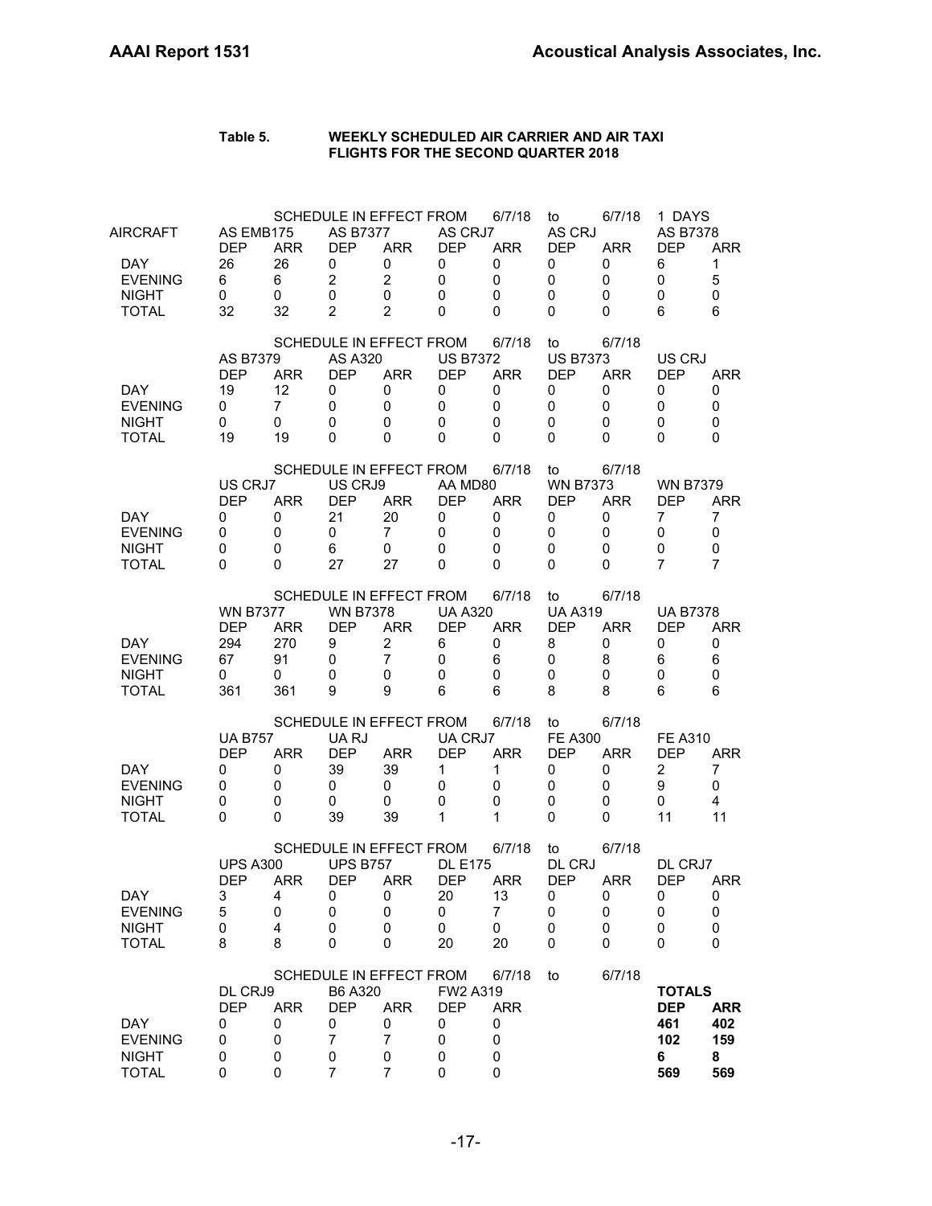**Table 5. WEEKLY SCHEDULED AIR CARRIER AND AIR TAXI FLIGHTS FOR THE SECOND QUARTER 2018**

SCHEDULE IN EFFECT FROM 6/7/18 to 6/7/18 1 DAYS

| AIRCRAFT | AS EMB175 | | AS B7377 | | AS CRJ7 | | AS CRJ | | AS B7378 | |
|---|---|---|---|---|---|---|---|---|---|---|
| | DEP | ARR | DEP | ARR | DEP | ARR | DEP | ARR | DEP | ARR |
| DAY | 26 | 26 | 0 | 0 | 0 | 0 | 0 | 0 | 6 | 1 |
| EVENING | 6 | 6 | 2 | 2 | 0 | 0 | 0 | 0 | 0 | 5 |
| NIGHT | 0 | 0 | 0 | 0 | 0 | 0 | 0 | 0 | 0 | 0 |
| TOTAL | 32 | 32 | 2 | 2 | 0 | 0 | 0 | 0 | 6 | 6 |

SCHEDULE IN EFFECT FROM 6/7/18 to 6/7/18

| | AS B7379 | | AS A320 | | US B7372 | | US B7373 | | US CRJ | |
|---|---|---|---|---|---|---|---|---|---|---|
| | DEP | ARR | DEP | ARR | DEP | ARR | DEP | ARR | DEP | ARR |
| DAY | 19 | 12 | 0 | 0 | 0 | 0 | 0 | 0 | 0 | 0 |
| EVENING | 0 | 7 | 0 | 0 | 0 | 0 | 0 | 0 | 0 | 0 |
| NIGHT | 0 | 0 | 0 | 0 | 0 | 0 | 0 | 0 | 0 | 0 |
| TOTAL | 19 | 19 | 0 | 0 | 0 | 0 | 0 | 0 | 0 | 0 |

SCHEDULE IN EFFECT FROM 6/7/18 to 6/7/18

| | US CRJ7 | | US CRJ9 | | AA MD80 | | WN B7373 | | WN B7379 | |
|---|---|---|---|---|---|---|---|---|---|---|
| | DEP | ARR | DEP | ARR | DEP | ARR | DEP | ARR | DEP | ARR |
| DAY | 0 | 0 | 21 | 20 | 0 | 0 | 0 | 0 | 7 | 7 |
| EVENING | 0 | 0 | 0 | 7 | 0 | 0 | 0 | 0 | 0 | 0 |
| NIGHT | 0 | 0 | 6 | 0 | 0 | 0 | 0 | 0 | 0 | 0 |
| TOTAL | 0 | 0 | 27 | 27 | 0 | 0 | 0 | 0 | 7 | 7 |

SCHEDULE IN EFFECT FROM 6/7/18 to 6/7/18

| | WN B7377 | | WN B7378 | | UA A320 | | UA A319 | | UA B7378 | |
|---|---|---|---|---|---|---|---|---|---|---|
| | DEP | ARR | DEP | ARR | DEP | ARR | DEP | ARR | DEP | ARR |
| DAY | 294 | 270 | 9 | 2 | 6 | 0 | 8 | 0 | 0 | 0 |
| EVENING | 67 | 91 | 0 | 7 | 0 | 6 | 0 | 8 | 6 | 6 |
| NIGHT | 0 | 0 | 0 | 0 | 0 | 0 | 0 | 0 | 0 | 0 |
| TOTAL | 361 | 361 | 9 | 9 | 6 | 6 | 8 | 8 | 6 | 6 |

SCHEDULE IN EFFECT FROM 6/7/18 to 6/7/18

| | UA B757 | | UA RJ | | UA CRJ7 | | FE A300 | | FE A310 | |
|---|---|---|---|---|---|---|---|---|---|---|
| | DEP | ARR | DEP | ARR | DEP | ARR | DEP | ARR | DEP | ARR |
| DAY | 0 | 0 | 39 | 39 | 1 | 1 | 0 | 0 | 2 | 7 |
| EVENING | 0 | 0 | 0 | 0 | 0 | 0 | 0 | 0 | 9 | 0 |
| NIGHT | 0 | 0 | 0 | 0 | 0 | 0 | 0 | 0 | 0 | 4 |
| TOTAL | 0 | 0 | 39 | 39 | 1 | 1 | 0 | 0 | 11 | 11 |

SCHEDULE IN EFFECT FROM 6/7/18 to 6/7/18

| | UPS A300 | | UPS B757 | | DL E175 | | DL CRJ | | DL CRJ7 | |
|---|---|---|---|---|---|---|---|---|---|---|
| | DEP | ARR | DEP | ARR | DEP | ARR | DEP | ARR | DEP | ARR |
| DAY | 3 | 4 | 0 | 0 | 20 | 13 | 0 | 0 | 0 | 0 |
| EVENING | 5 | 0 | 0 | 0 | 0 | 7 | 0 | 0 | 0 | 0 |
| NIGHT | 0 | 4 | 0 | 0 | 0 | 0 | 0 | 0 | 0 | 0 |
| TOTAL | 8 | 8 | 0 | 0 | 20 | 20 | 0 | 0 | 0 | 0 |

SCHEDULE IN EFFECT FROM 6/7/18 to 6/7/18

| | DL CRJ9 | | B6 A320 | | FW2 A319 | | **TOTALS** | |
|---|---|---|---|---|---|---|---|---|
| | DEP | ARR | DEP | ARR | DEP | ARR | **DEP** | **ARR** |
| DAY | 0 | 0 | 0 | 0 | 0 | 0 | **461** | **402** |
| EVENING | 0 | 0 | 7 | 7 | 0 | 0 | **102** | **159** |
| NIGHT | 0 | 0 | 0 | 0 | 0 | 0 | **6** | **8** |
| TOTAL | 0 | 0 | 7 | 7 | 0 | 0 | **569** | **569** |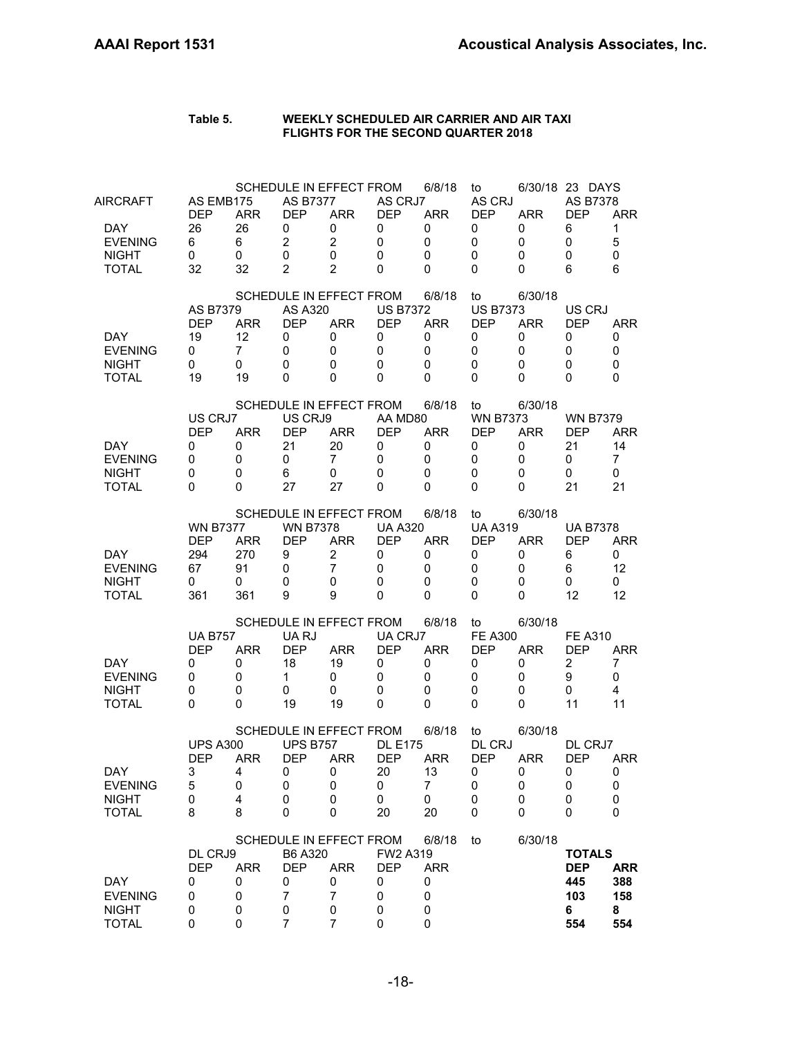**Table 5. WEEKLY SCHEDULED AIR CARRIER AND AIR TAXI FLIGHTS FOR THE SECOND QUARTER 2018**

SCHEDULE IN EFFECT FROM 6/8/18 to 6/30/18 23 DAYS

| AIRCRAFT | AS EMB175 | | AS B7377 | | AS CRJ7 | | AS CRJ | | AS B7378 | |
|---|---|---|---|---|---|---|---|---|---|---|
| | DEP | ARR | DEP | ARR | DEP | ARR | DEP | ARR | DEP | ARR |
| DAY | 26 | 26 | 0 | 0 | 0 | 0 | 0 | 0 | 6 | 1 |
| EVENING | 6 | 6 | 2 | 2 | 0 | 0 | 0 | 0 | 0 | 5 |
| NIGHT | 0 | 0 | 0 | 0 | 0 | 0 | 0 | 0 | 0 | 0 |
| TOTAL | 32 | 32 | 2 | 2 | 0 | 0 | 0 | 0 | 6 | 6 |

SCHEDULE IN EFFECT FROM 6/8/18 to 6/30/18

| | AS B7379 | | AS A320 | | US B7372 | | US B7373 | | US CRJ | |
|---|---|---|---|---|---|---|---|---|---|---|
| | DEP | ARR | DEP | ARR | DEP | ARR | DEP | ARR | DEP | ARR |
| DAY | 19 | 12 | 0 | 0 | 0 | 0 | 0 | 0 | 0 | 0 |
| EVENING | 0 | 7 | 0 | 0 | 0 | 0 | 0 | 0 | 0 | 0 |
| NIGHT | 0 | 0 | 0 | 0 | 0 | 0 | 0 | 0 | 0 | 0 |
| TOTAL | 19 | 19 | 0 | 0 | 0 | 0 | 0 | 0 | 0 | 0 |

SCHEDULE IN EFFECT FROM 6/8/18 to 6/30/18

| | US CRJ7 | | US CRJ9 | | AA MD80 | | WN B7373 | | WN B7379 | |
|---|---|---|---|---|---|---|---|---|---|---|
| | DEP | ARR | DEP | ARR | DEP | ARR | DEP | ARR | DEP | ARR |
| DAY | 0 | 0 | 21 | 20 | 0 | 0 | 0 | 0 | 21 | 14 |
| EVENING | 0 | 0 | 0 | 7 | 0 | 0 | 0 | 0 | 0 | 7 |
| NIGHT | 0 | 0 | 6 | 0 | 0 | 0 | 0 | 0 | 0 | 0 |
| TOTAL | 0 | 0 | 27 | 27 | 0 | 0 | 0 | 0 | 21 | 21 |

SCHEDULE IN EFFECT FROM 6/8/18 to 6/30/18

| | WN B7377 | | WN B7378 | | UA A320 | | UA A319 | | UA B7378 | |
|---|---|---|---|---|---|---|---|---|---|---|
| | DEP | ARR | DEP | ARR | DEP | ARR | DEP | ARR | DEP | ARR |
| DAY | 294 | 270 | 9 | 2 | 0 | 0 | 0 | 0 | 6 | 0 |
| EVENING | 67 | 91 | 0 | 7 | 0 | 0 | 0 | 0 | 6 | 12 |
| NIGHT | 0 | 0 | 0 | 0 | 0 | 0 | 0 | 0 | 0 | 0 |
| TOTAL | 361 | 361 | 9 | 9 | 0 | 0 | 0 | 0 | 12 | 12 |

SCHEDULE IN EFFECT FROM 6/8/18 to 6/30/18

| | UA B757 | | UA RJ | | UA CRJ7 | | FE A300 | | FE A310 | |
|---|---|---|---|---|---|---|---|---|---|---|
| | DEP | ARR | DEP | ARR | DEP | ARR | DEP | ARR | DEP | ARR |
| DAY | 0 | 0 | 18 | 19 | 0 | 0 | 0 | 0 | 2 | 7 |
| EVENING | 0 | 0 | 1 | 0 | 0 | 0 | 0 | 0 | 9 | 0 |
| NIGHT | 0 | 0 | 0 | 0 | 0 | 0 | 0 | 0 | 0 | 4 |
| TOTAL | 0 | 0 | 19 | 19 | 0 | 0 | 0 | 0 | 11 | 11 |

SCHEDULE IN EFFECT FROM 6/8/18 to 6/30/18

| | UPS A300 | | UPS B757 | | DL E175 | | DL CRJ | | DL CRJ7 | |
|---|---|---|---|---|---|---|---|---|---|---|
| | DEP | ARR | DEP | ARR | DEP | ARR | DEP | ARR | DEP | ARR |
| DAY | 3 | 4 | 0 | 0 | 20 | 13 | 0 | 0 | 0 | 0 |
| EVENING | 5 | 0 | 0 | 0 | 0 | 7 | 0 | 0 | 0 | 0 |
| NIGHT | 0 | 4 | 0 | 0 | 0 | 0 | 0 | 0 | 0 | 0 |
| TOTAL | 8 | 8 | 0 | 0 | 20 | 20 | 0 | 0 | 0 | 0 |

SCHEDULE IN EFFECT FROM 6/8/18 to 6/30/18

| | DL CRJ9 | | B6 A320 | | FW2 A319 | | **TOTALS** | |
|---|---|---|---|---|---|---|---|---|
| | DEP | ARR | DEP | ARR | DEP | ARR | **DEP** | **ARR** |
| DAY | 0 | 0 | 0 | 0 | 0 | 0 | **445** | **388** |
| EVENING | 0 | 0 | 7 | 7 | 0 | 0 | **103** | **158** |
| NIGHT | 0 | 0 | 0 | 0 | 0 | 0 | **6** | **8** |
| TOTAL | 0 | 0 | 7 | 7 | 0 | 0 | **554** | **554** |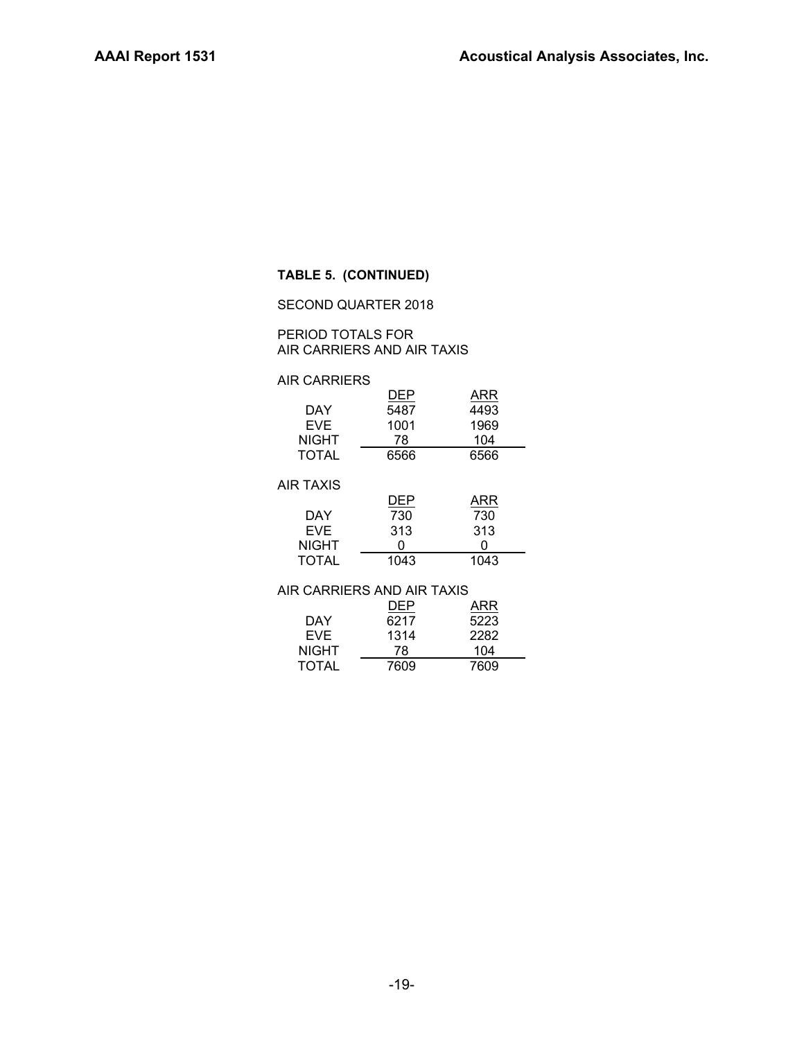**TABLE 5. (CONTINUED)**

SECOND QUARTER 2018

PERIOD TOTALS FOR
AIR CARRIERS AND AIR TAXIS

AIR CARRIERS

| | DEP | ARR |
|---|---|---|
| DAY | 5487 | 4493 |
| EVE | 1001 | 1969 |
| NIGHT | 78 | 104 |
| TOTAL | 6566 | 6566 |

AIR TAXIS

| | DEP | ARR |
|---|---|---|
| DAY | 730 | 730 |
| EVE | 313 | 313 |
| NIGHT | 0 | 0 |
| TOTAL | 1043 | 1043 |

AIR CARRIERS AND AIR TAXIS

| | DEP | ARR |
|---|---|---|
| DAY | 6217 | 5223 |
| EVE | 1314 | 2282 |
| NIGHT | 78 | 104 |
| TOTAL | 7609 | 7609 |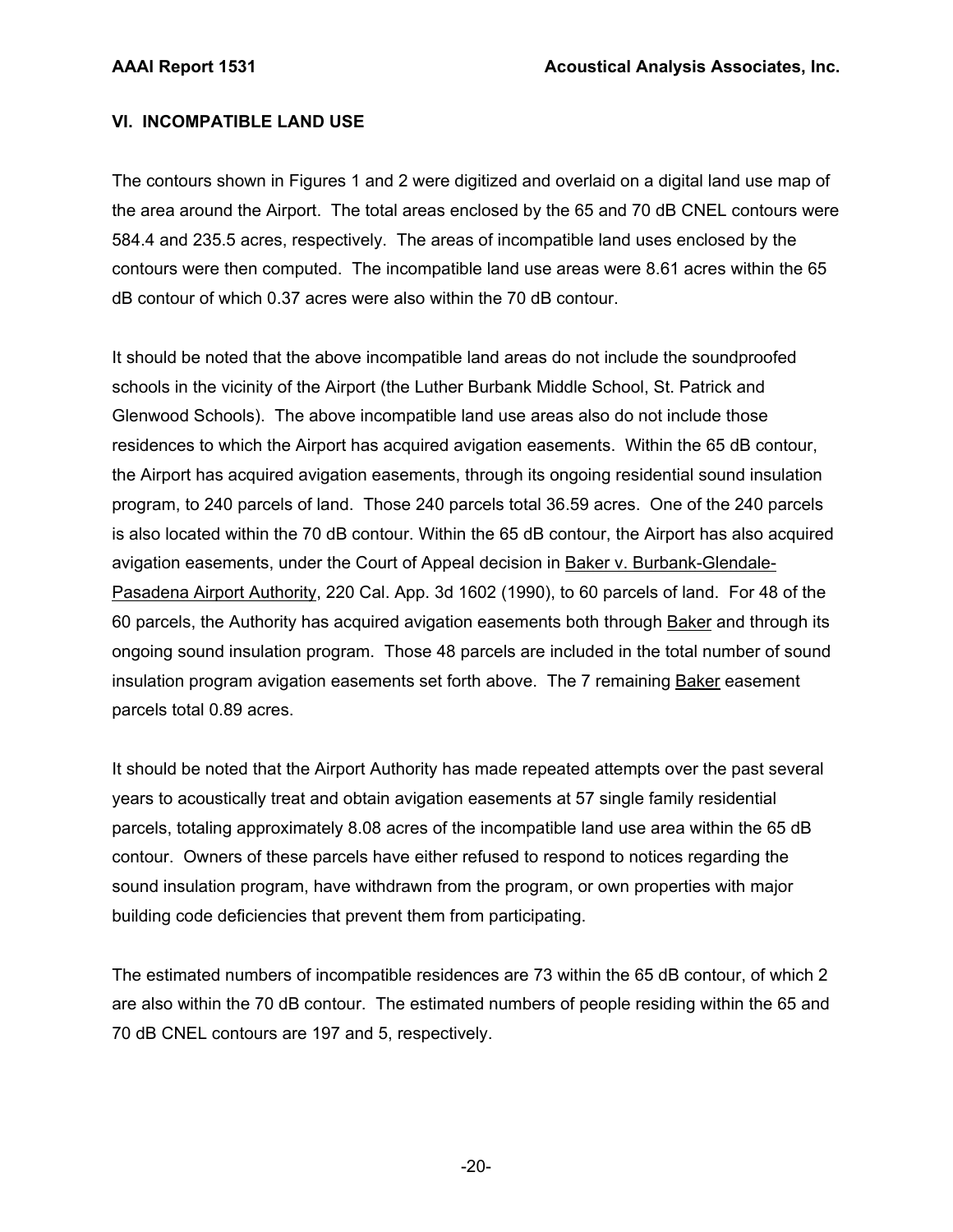## VI. INCOMPATIBLE LAND USE

The contours shown in Figures 1 and 2 were digitized and overlaid on a digital land use map of the area around the Airport. The total areas enclosed by the 65 and 70 dB CNEL contours were 584.4 and 235.5 acres, respectively. The areas of incompatible land uses enclosed by the contours were then computed. The incompatible land use areas were 8.61 acres within the 65 dB contour of which 0.37 acres were also within the 70 dB contour.

It should be noted that the above incompatible land areas do not include the soundproofed schools in the vicinity of the Airport (the Luther Burbank Middle School, St. Patrick and Glenwood Schools). The above incompatible land use areas also do not include those residences to which the Airport has acquired avigation easements. Within the 65 dB contour, the Airport has acquired avigation easements, through its ongoing residential sound insulation program, to 240 parcels of land. Those 240 parcels total 36.59 acres. One of the 240 parcels is also located within the 70 dB contour. Within the 65 dB contour, the Airport has also acquired avigation easements, under the Court of Appeal decision in Baker v. Burbank-Glendale-Pasadena Airport Authority, 220 Cal. App. 3d 1602 (1990), to 60 parcels of land. For 48 of the 60 parcels, the Authority has acquired avigation easements both through Baker and through its ongoing sound insulation program. Those 48 parcels are included in the total number of sound insulation program avigation easements set forth above. The 7 remaining Baker easement parcels total 0.89 acres.

It should be noted that the Airport Authority has made repeated attempts over the past several years to acoustically treat and obtain avigation easements at 57 single family residential parcels, totaling approximately 8.08 acres of the incompatible land use area within the 65 dB contour. Owners of these parcels have either refused to respond to notices regarding the sound insulation program, have withdrawn from the program, or own properties with major building code deficiencies that prevent them from participating.

The estimated numbers of incompatible residences are 73 within the 65 dB contour, of which 2 are also within the 70 dB contour. The estimated numbers of people residing within the 65 and 70 dB CNEL contours are 197 and 5, respectively.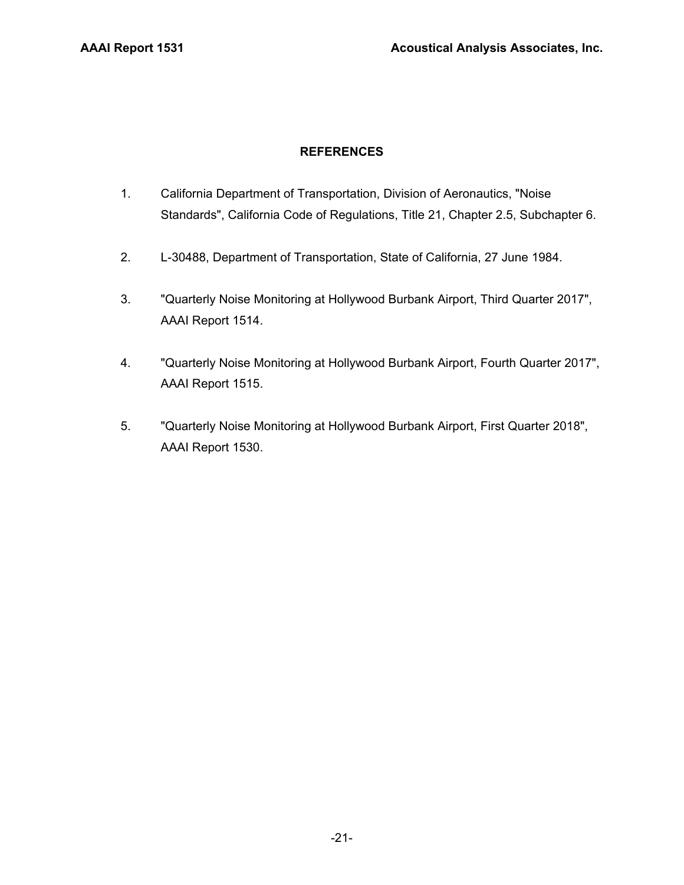## REFERENCES

1. California Department of Transportation, Division of Aeronautics, "Noise Standards", California Code of Regulations, Title 21, Chapter 2.5, Subchapter 6.

2. L-30488, Department of Transportation, State of California, 27 June 1984.

3. "Quarterly Noise Monitoring at Hollywood Burbank Airport, Third Quarter 2017", AAAI Report 1514.

4. "Quarterly Noise Monitoring at Hollywood Burbank Airport, Fourth Quarter 2017", AAAI Report 1515.

5. "Quarterly Noise Monitoring at Hollywood Burbank Airport, First Quarter 2018", AAAI Report 1530.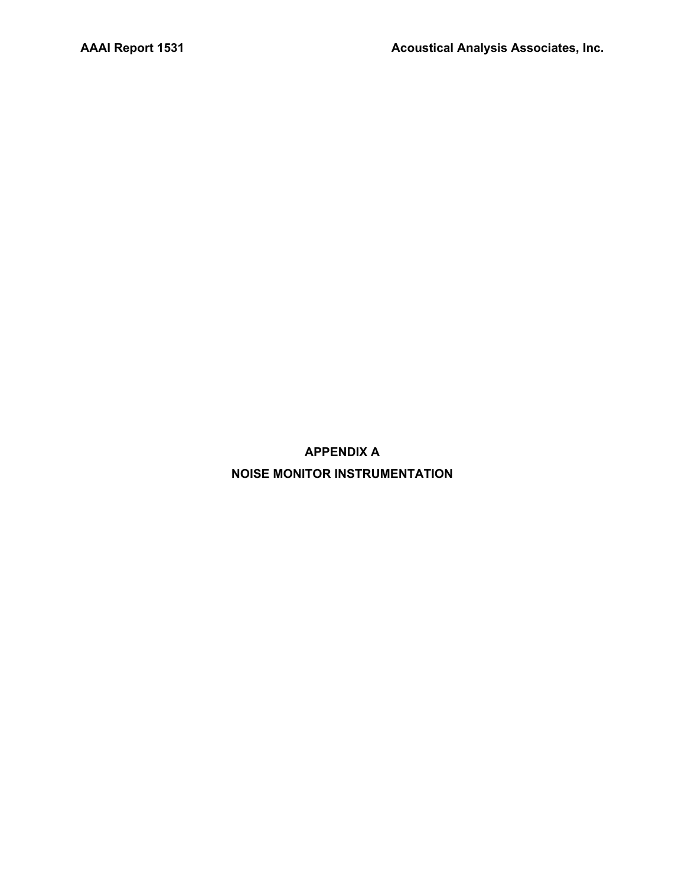# APPENDIX A

# NOISE MONITOR INSTRUMENTATION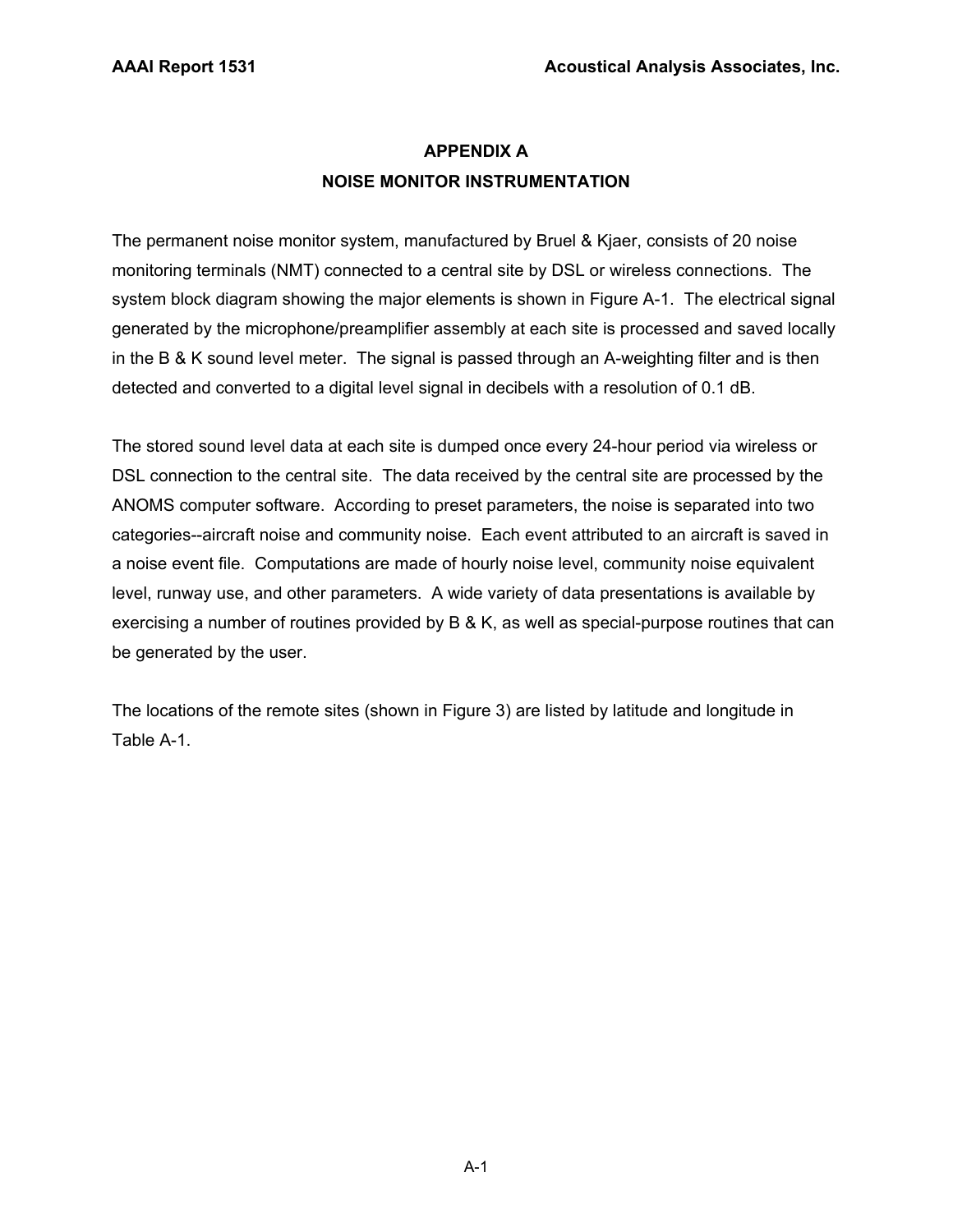# APPENDIX A

## NOISE MONITOR INSTRUMENTATION

The permanent noise monitor system, manufactured by Bruel & Kjaer, consists of 20 noise monitoring terminals (NMT) connected to a central site by DSL or wireless connections. The system block diagram showing the major elements is shown in Figure A-1. The electrical signal generated by the microphone/preamplifier assembly at each site is processed and saved locally in the B & K sound level meter. The signal is passed through an A-weighting filter and is then detected and converted to a digital level signal in decibels with a resolution of 0.1 dB.

The stored sound level data at each site is dumped once every 24-hour period via wireless or DSL connection to the central site. The data received by the central site are processed by the ANOMS computer software. According to preset parameters, the noise is separated into two categories--aircraft noise and community noise. Each event attributed to an aircraft is saved in a noise event file. Computations are made of hourly noise level, community noise equivalent level, runway use, and other parameters. A wide variety of data presentations is available by exercising a number of routines provided by B & K, as well as special-purpose routines that can be generated by the user.

The locations of the remote sites (shown in Figure 3) are listed by latitude and longitude in Table A-1.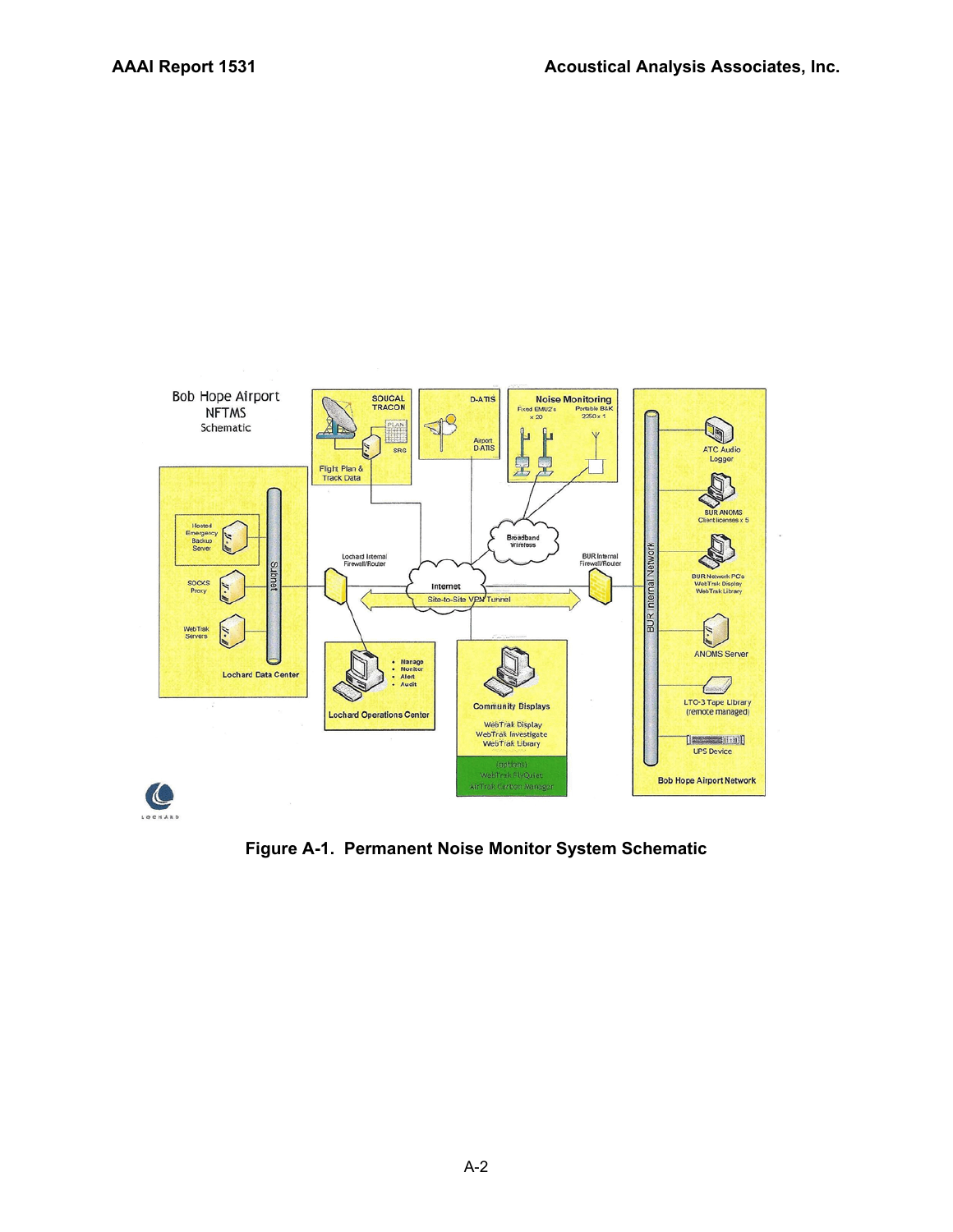Bob Hope Airport NFTMS Schematic

SOUCAL TRACON

PLAN

SRC

Flight Plan & Track Data

D-ATIS

Airport D-ATIS

Noise Monitoring

Fixed EMU2's x 20

Portable B&K 2250 x 1

Broadband Wireless

Hosted Emergency Backup Server

SOCKS Proxy

WebTrak Servers

Subnet

Lochard Data Center

Lochard Internal Firewall/Router

Internet

Site-to-Site VPN Tunnel

BUR Internal Firewall/Router

BUR Internal Network

ATC Audio Logger

BUR ANOMS Client licenses x 5

BUR Network PC's WebTrak Display WebTrak Library

ANOMS Server

LTO-3 Tape Library (remote managed)

UPS Device

Bob Hope Airport Network

- Manage
- Monitor
- Alert
- Audit

Lochard Operations Center

Community Displays

WebTrak Display
WebTrak Investigate
WebTrak Library

(options)
WebTrak FlyQuiet
AirTrak Carbon Manager

LOCHARD

**Figure A-1. Permanent Noise Monitor System Schematic**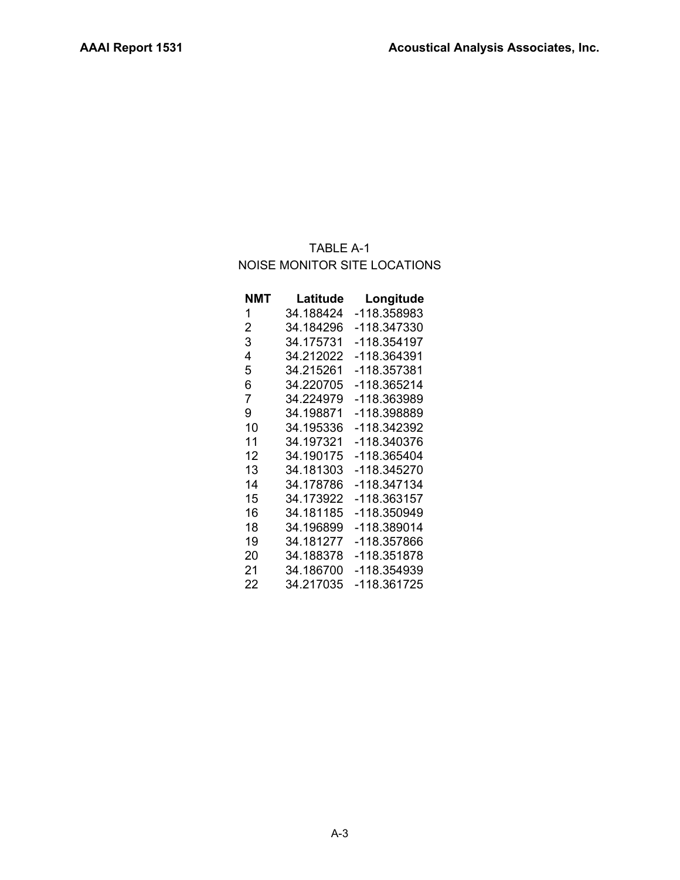TABLE A-1
NOISE MONITOR SITE LOCATIONS

| NMT | Latitude | Longitude |
|---|---|---|
| 1 | 34.188424 | -118.358983 |
| 2 | 34.184296 | -118.347330 |
| 3 | 34.175731 | -118.354197 |
| 4 | 34.212022 | -118.364391 |
| 5 | 34.215261 | -118.357381 |
| 6 | 34.220705 | -118.365214 |
| 7 | 34.224979 | -118.363989 |
| 9 | 34.198871 | -118.398889 |
| 10 | 34.195336 | -118.342392 |
| 11 | 34.197321 | -118.340376 |
| 12 | 34.190175 | -118.365404 |
| 13 | 34.181303 | -118.345270 |
| 14 | 34.178786 | -118.347134 |
| 15 | 34.173922 | -118.363157 |
| 16 | 34.181185 | -118.350949 |
| 18 | 34.196899 | -118.389014 |
| 19 | 34.181277 | -118.357866 |
| 20 | 34.188378 | -118.351878 |
| 21 | 34.186700 | -118.354939 |
| 22 | 34.217035 | -118.361725 |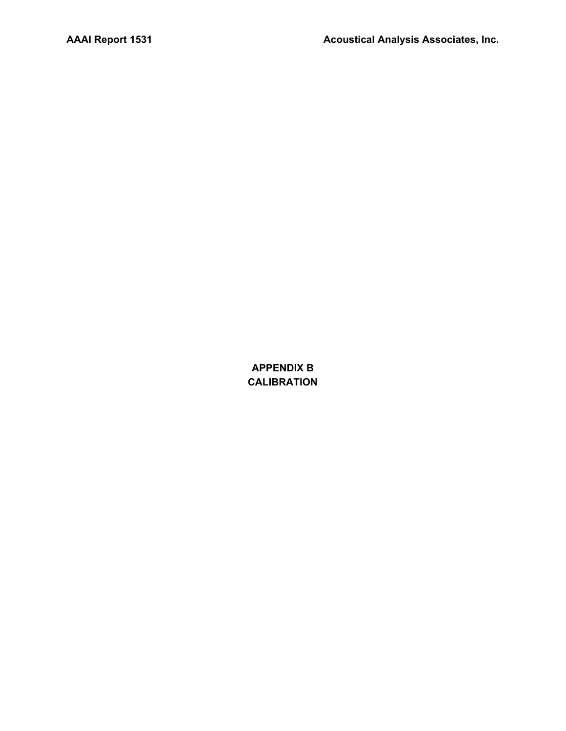# APPENDIX B
# CALIBRATION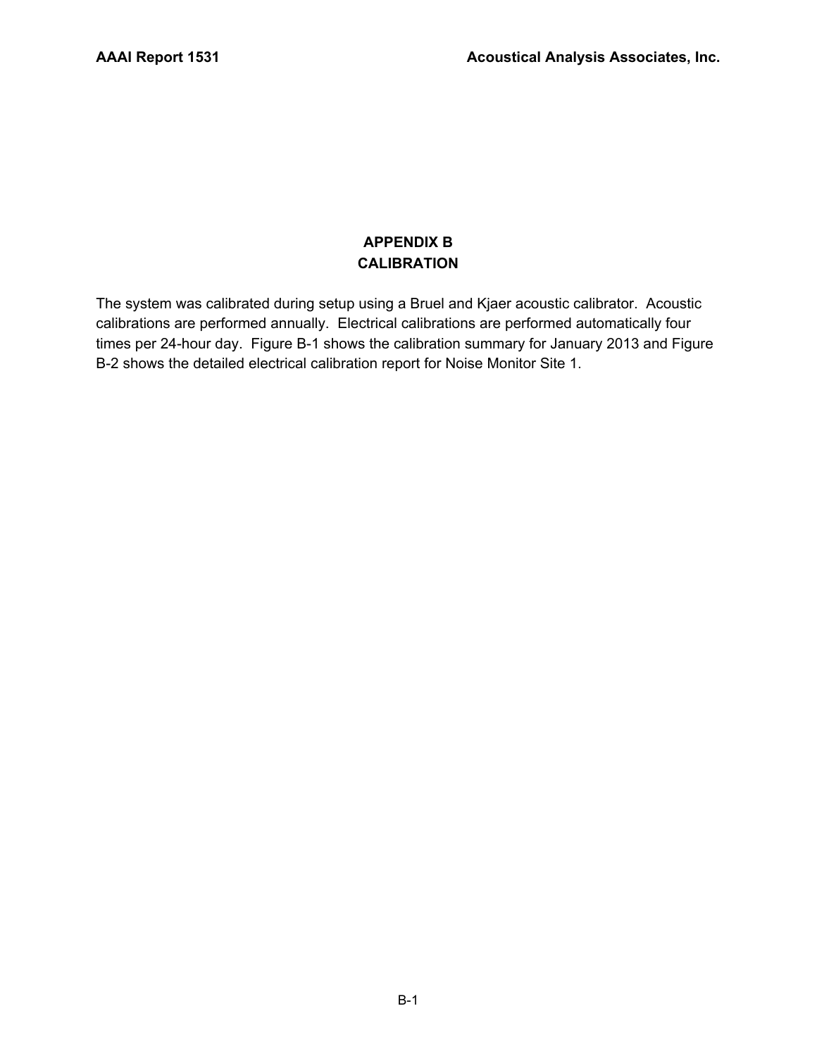# APPENDIX B
# CALIBRATION

The system was calibrated during setup using a Bruel and Kjaer acoustic calibrator. Acoustic calibrations are performed annually. Electrical calibrations are performed automatically four times per 24-hour day. Figure B-1 shows the calibration summary for January 2013 and Figure B-2 shows the detailed electrical calibration report for Noise Monitor Site 1.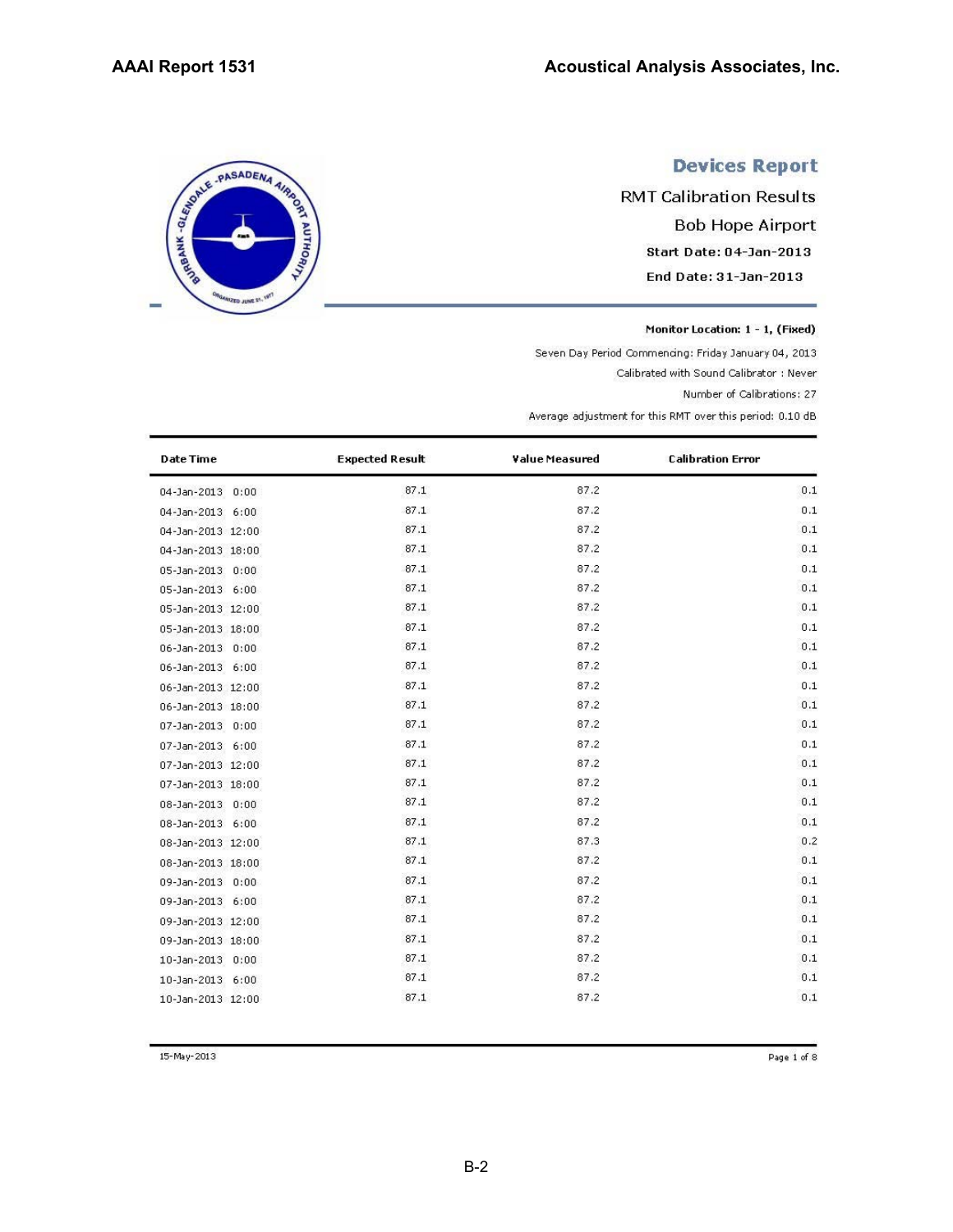# Devices Report

RMT Calibration Results

Bob Hope Airport

Start Date: 04-Jan-2013

End Date: 31-Jan-2013

**Monitor Location: 1 - 1, (Fixed)**

Seven Day Period Commencing: Friday January 04, 2013

Calibrated with Sound Calibrator : Never

Number of Calibrations: 27

Average adjustment for this RMT over this period: 0.10 dB

| Date Time | Expected Result | Value Measured | Calibration Error |
|---|---|---|---|
| 04-Jan-2013 0:00 | 87.1 | 87.2 | 0.1 |
| 04-Jan-2013 6:00 | 87.1 | 87.2 | 0.1 |
| 04-Jan-2013 12:00 | 87.1 | 87.2 | 0.1 |
| 04-Jan-2013 18:00 | 87.1 | 87.2 | 0.1 |
| 05-Jan-2013 0:00 | 87.1 | 87.2 | 0.1 |
| 05-Jan-2013 6:00 | 87.1 | 87.2 | 0.1 |
| 05-Jan-2013 12:00 | 87.1 | 87.2 | 0.1 |
| 05-Jan-2013 18:00 | 87.1 | 87.2 | 0.1 |
| 06-Jan-2013 0:00 | 87.1 | 87.2 | 0.1 |
| 06-Jan-2013 6:00 | 87.1 | 87.2 | 0.1 |
| 06-Jan-2013 12:00 | 87.1 | 87.2 | 0.1 |
| 06-Jan-2013 18:00 | 87.1 | 87.2 | 0.1 |
| 07-Jan-2013 0:00 | 87.1 | 87.2 | 0.1 |
| 07-Jan-2013 6:00 | 87.1 | 87.2 | 0.1 |
| 07-Jan-2013 12:00 | 87.1 | 87.2 | 0.1 |
| 07-Jan-2013 18:00 | 87.1 | 87.2 | 0.1 |
| 08-Jan-2013 0:00 | 87.1 | 87.2 | 0.1 |
| 08-Jan-2013 6:00 | 87.1 | 87.2 | 0.1 |
| 08-Jan-2013 12:00 | 87.1 | 87.3 | 0.2 |
| 08-Jan-2013 18:00 | 87.1 | 87.2 | 0.1 |
| 09-Jan-2013 0:00 | 87.1 | 87.2 | 0.1 |
| 09-Jan-2013 6:00 | 87.1 | 87.2 | 0.1 |
| 09-Jan-2013 12:00 | 87.1 | 87.2 | 0.1 |
| 09-Jan-2013 18:00 | 87.1 | 87.2 | 0.1 |
| 10-Jan-2013 0:00 | 87.1 | 87.2 | 0.1 |
| 10-Jan-2013 6:00 | 87.1 | 87.2 | 0.1 |
| 10-Jan-2013 12:00 | 87.1 | 87.2 | 0.1 |

15-May-2013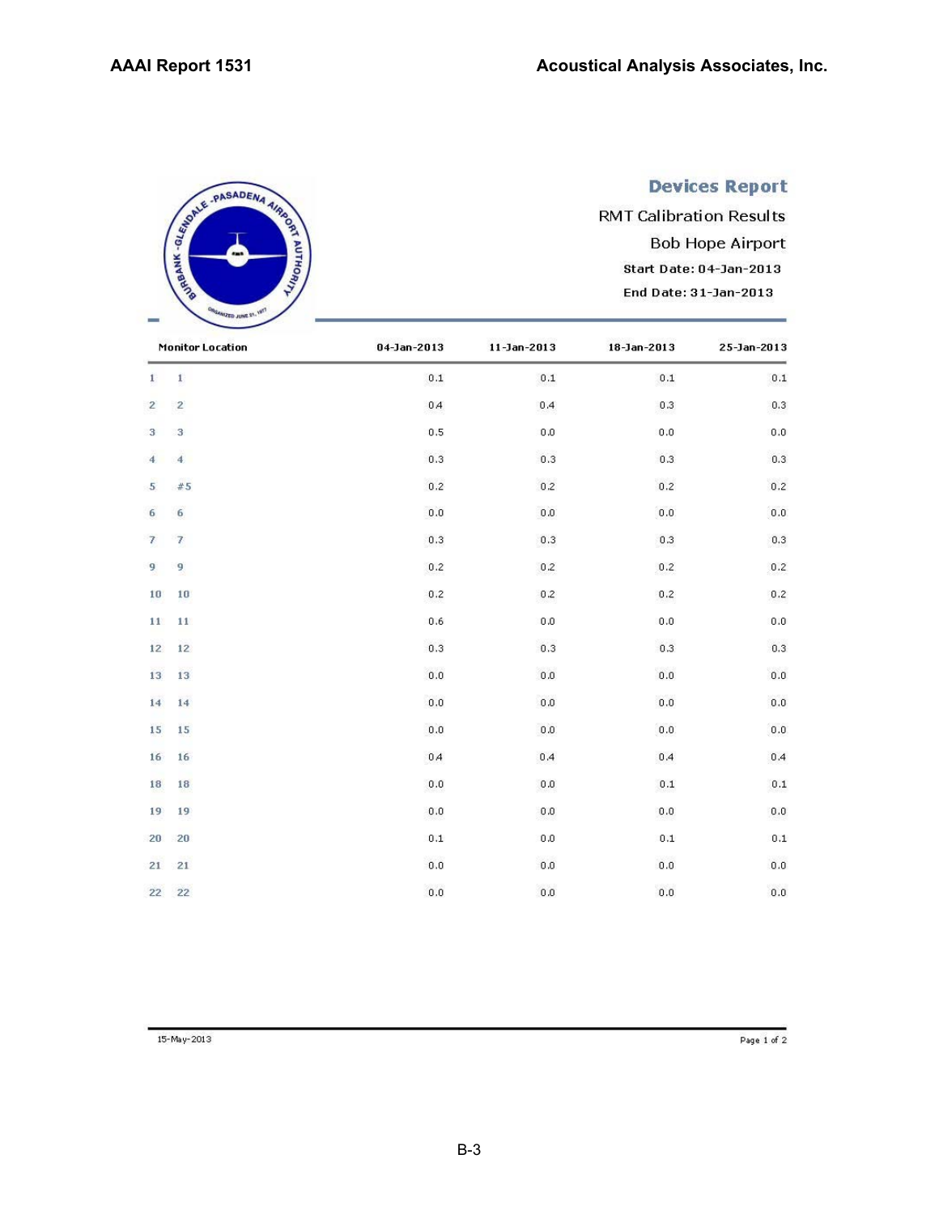## Devices Report

RMT Calibration Results

Bob Hope Airport

Start Date: 04-Jan-2013

End Date: 31-Jan-2013

| Monitor Location | | 04-Jan-2013 | 11-Jan-2013 | 18-Jan-2013 | 25-Jan-2013 |
|---|---|---|---|---|---|
| 1 | 1 | 0.1 | 0.1 | 0.1 | 0.1 |
| 2 | 2 | 0.4 | 0.4 | 0.3 | 0.3 |
| 3 | 3 | 0.5 | 0.0 | 0.0 | 0.0 |
| 4 | 4 | 0.3 | 0.3 | 0.3 | 0.3 |
| 5 | #5 | 0.2 | 0.2 | 0.2 | 0.2 |
| 6 | 6 | 0.0 | 0.0 | 0.0 | 0.0 |
| 7 | 7 | 0.3 | 0.3 | 0.3 | 0.3 |
| 9 | 9 | 0.2 | 0.2 | 0.2 | 0.2 |
| 10 | 10 | 0.2 | 0.2 | 0.2 | 0.2 |
| 11 | 11 | 0.6 | 0.0 | 0.0 | 0.0 |
| 12 | 12 | 0.3 | 0.3 | 0.3 | 0.3 |
| 13 | 13 | 0.0 | 0.0 | 0.0 | 0.0 |
| 14 | 14 | 0.0 | 0.0 | 0.0 | 0.0 |
| 15 | 15 | 0.0 | 0.0 | 0.0 | 0.0 |
| 16 | 16 | 0.4 | 0.4 | 0.4 | 0.4 |
| 18 | 18 | 0.0 | 0.0 | 0.1 | 0.1 |
| 19 | 19 | 0.0 | 0.0 | 0.0 | 0.0 |
| 20 | 20 | 0.1 | 0.0 | 0.1 | 0.1 |
| 21 | 21 | 0.0 | 0.0 | 0.0 | 0.0 |
| 22 | 22 | 0.0 | 0.0 | 0.0 | 0.0 |

15-May-2013